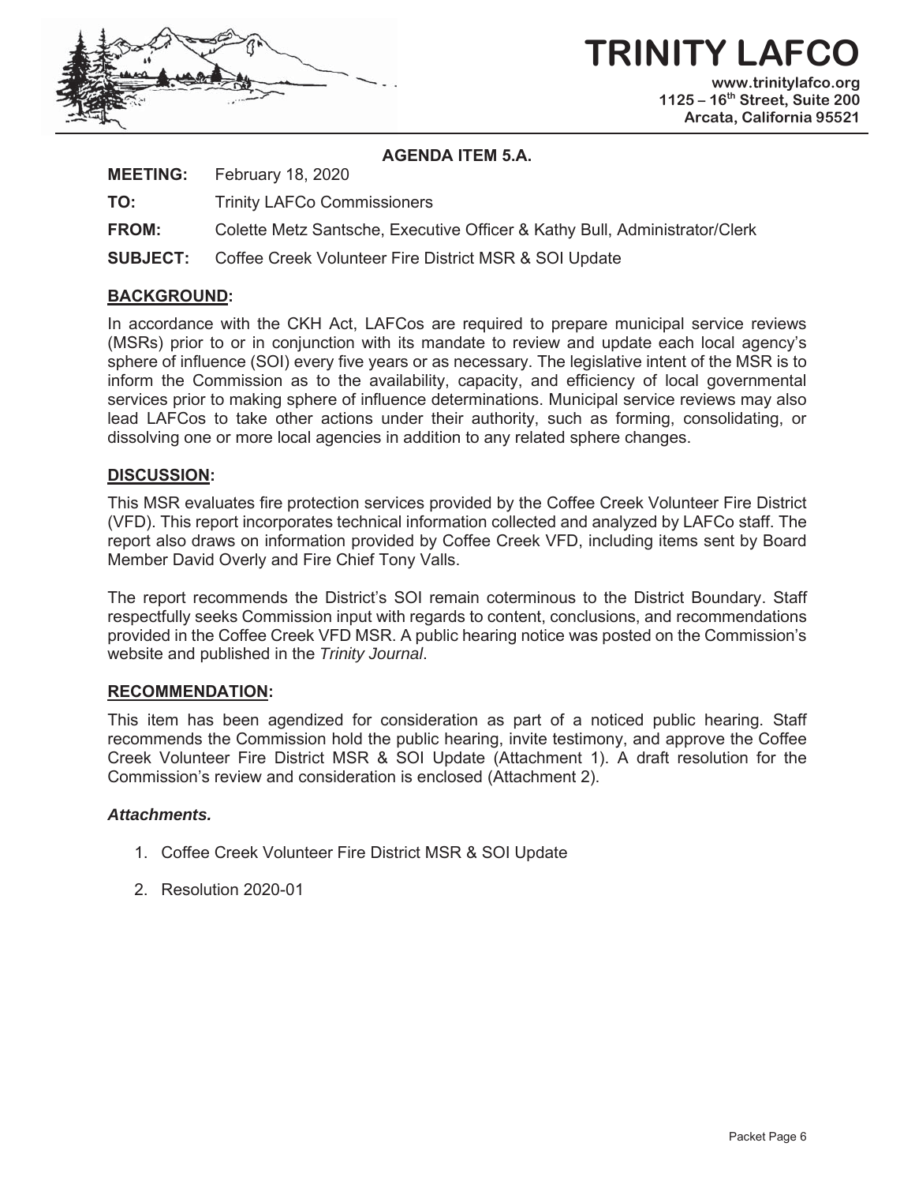# TRINITY LAFCO

**www.trinitylafco.org**
**1125 – 16th Street, Suite 200**
**Arcata, California 95521**

**AGENDA ITEM 5.A.**

**MEETING:** February 18, 2020

**TO:** Trinity LAFCo Commissioners

**FROM:** Colette Metz Santsche, Executive Officer & Kathy Bull, Administrator/Clerk

**SUBJECT:** Coffee Creek Volunteer Fire District MSR & SOI Update

## BACKGROUND:

In accordance with the CKH Act, LAFCos are required to prepare municipal service reviews (MSRs) prior to or in conjunction with its mandate to review and update each local agency's sphere of influence (SOI) every five years or as necessary. The legislative intent of the MSR is to inform the Commission as to the availability, capacity, and efficiency of local governmental services prior to making sphere of influence determinations. Municipal service reviews may also lead LAFCos to take other actions under their authority, such as forming, consolidating, or dissolving one or more local agencies in addition to any related sphere changes.

## DISCUSSION:

This MSR evaluates fire protection services provided by the Coffee Creek Volunteer Fire District (VFD). This report incorporates technical information collected and analyzed by LAFCo staff. The report also draws on information provided by Coffee Creek VFD, including items sent by Board Member David Overly and Fire Chief Tony Valls.

The report recommends the District's SOI remain coterminous to the District Boundary. Staff respectfully seeks Commission input with regards to content, conclusions, and recommendations provided in the Coffee Creek VFD MSR. A public hearing notice was posted on the Commission's website and published in the *Trinity Journal*.

## RECOMMENDATION:

This item has been agendized for consideration as part of a noticed public hearing. Staff recommends the Commission hold the public hearing, invite testimony, and approve the Coffee Creek Volunteer Fire District MSR & SOI Update (Attachment 1). A draft resolution for the Commission's review and consideration is enclosed (Attachment 2).

***Attachments.***

1. Coffee Creek Volunteer Fire District MSR & SOI Update
2. Resolution 2020-01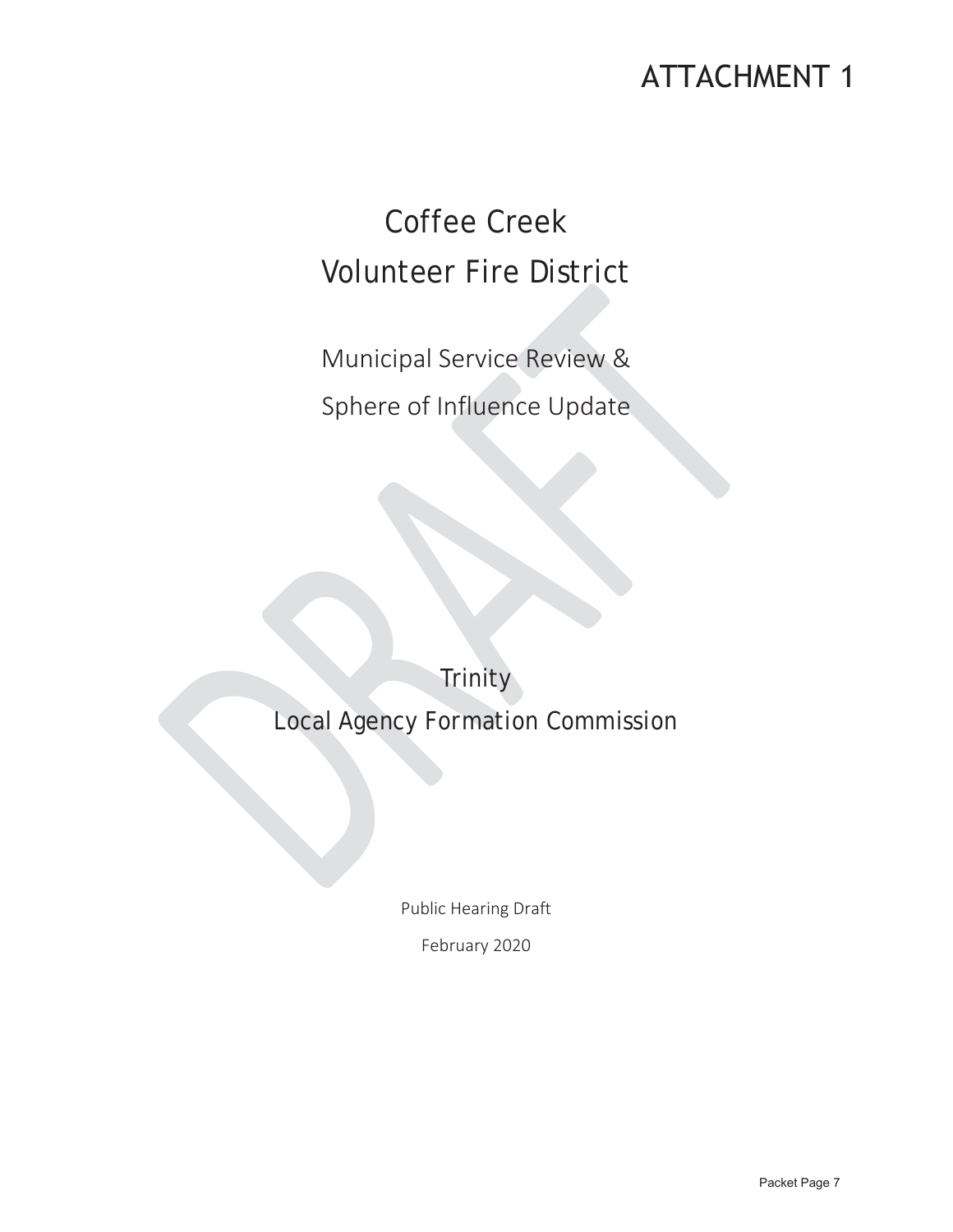ATTACHMENT 1

# Coffee Creek Volunteer Fire District

## Municipal Service Review & Sphere of Influence Update

Trinity
Local Agency Formation Commission

Public Hearing Draft

February 2020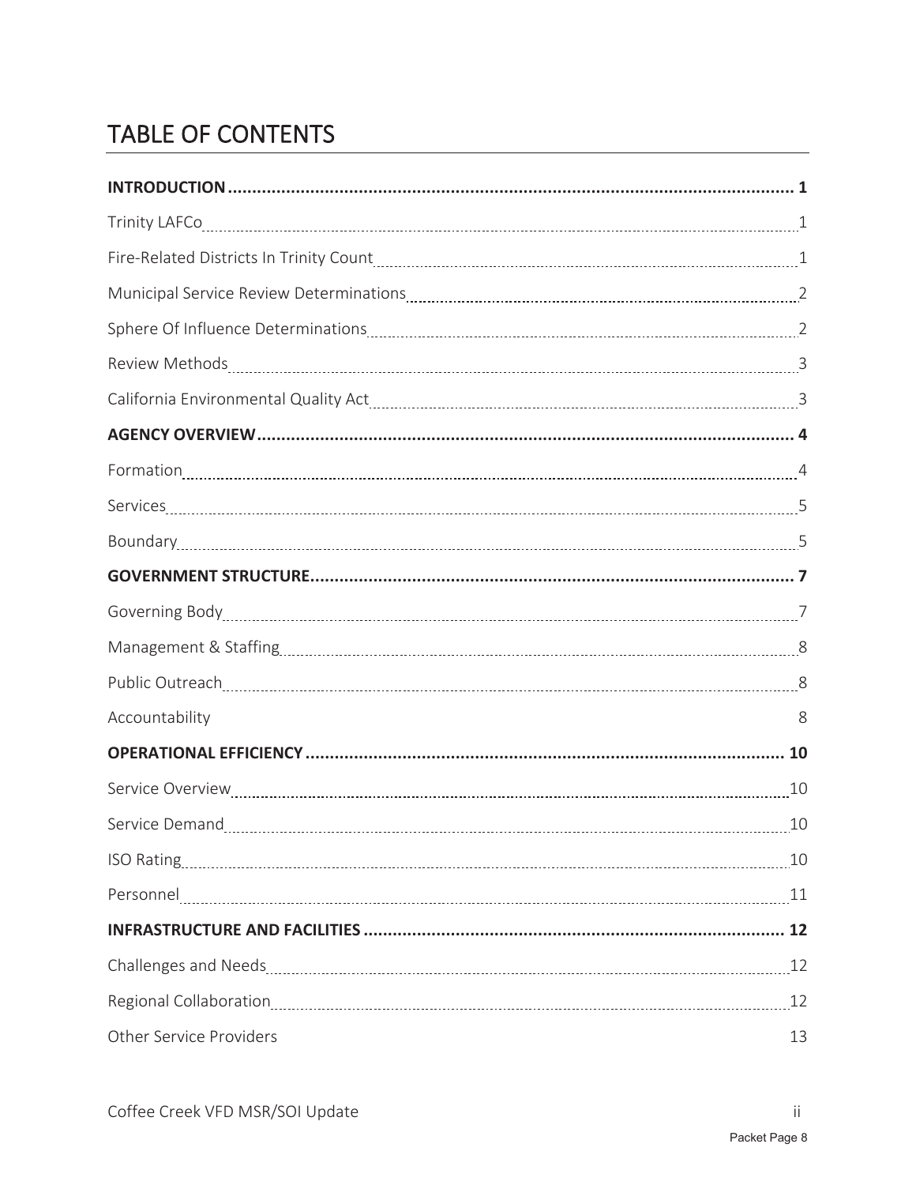# TABLE OF CONTENTS

**INTRODUCTION** .................................................. **1**

Trinity LAFCo .................................................. 1

Fire-Related Districts In Trinity Count .................................................. 1

Municipal Service Review Determinations .................................................. 2

Sphere Of Influence Determinations .................................................. 2

Review Methods .................................................. 3

California Environmental Quality Act .................................................. 3

**AGENCY OVERVIEW** .................................................. **4**

Formation .................................................. 4

Services .................................................. 5

Boundary .................................................. 5

**GOVERNMENT STRUCTURE** .................................................. **7**

Governing Body .................................................. 7

Management & Staffing .................................................. 8

Public Outreach .................................................. 8

Accountability 8

**OPERATIONAL EFFICIENCY** .................................................. **10**

Service Overview .................................................. 10

Service Demand .................................................. 10

ISO Rating .................................................. 10

Personnel .................................................. 11

**INFRASTRUCTURE AND FACILITIES** .................................................. **12**

Challenges and Needs .................................................. 12

Regional Collaboration .................................................. 12

Other Service Providers 13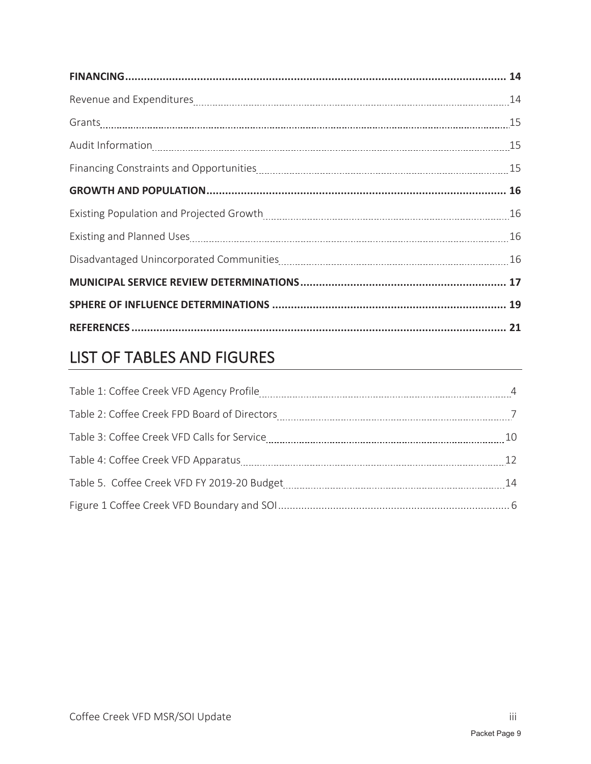**FINANCING** 14

Revenue and Expenditures 14

Grants 15

Audit Information 15

Financing Constraints and Opportunities 15

**GROWTH AND POPULATION** 16

Existing Population and Projected Growth 16

Existing and Planned Uses 16

Disadvantaged Unincorporated Communities 16

**MUNICIPAL SERVICE REVIEW DETERMINATIONS** 17

**SPHERE OF INFLUENCE DETERMINATIONS** 19

**REFERENCES** 21

## LIST OF TABLES AND FIGURES

Table 1: Coffee Creek VFD Agency Profile 4

Table 2: Coffee Creek FPD Board of Directors 7

Table 3: Coffee Creek VFD Calls for Service 10

Table 4: Coffee Creek VFD Apparatus 12

Table 5. Coffee Creek VFD FY 2019-20 Budget 14

Figure 1 Coffee Creek VFD Boundary and SOI 6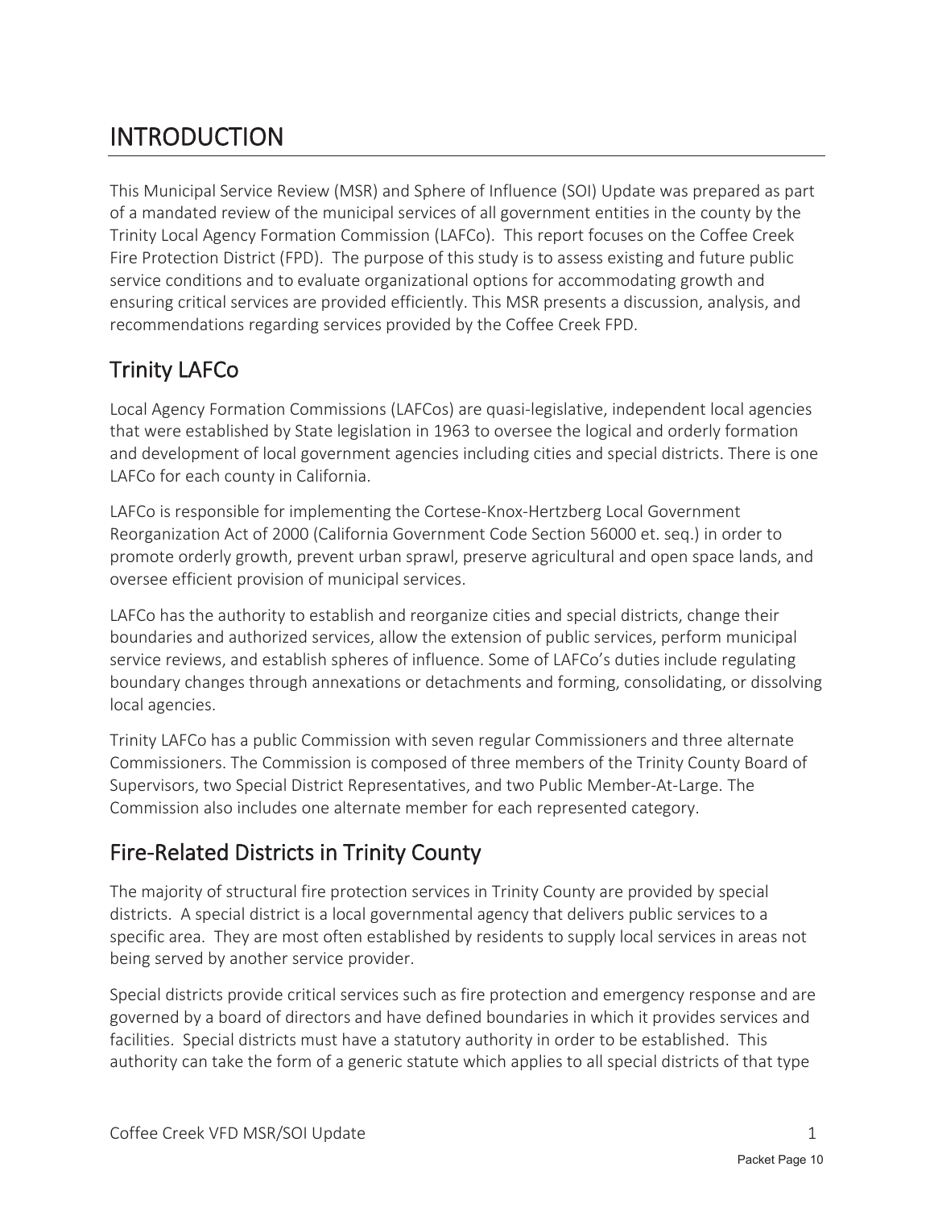# INTRODUCTION

This Municipal Service Review (MSR) and Sphere of Influence (SOI) Update was prepared as part of a mandated review of the municipal services of all government entities in the county by the Trinity Local Agency Formation Commission (LAFCo). This report focuses on the Coffee Creek Fire Protection District (FPD). The purpose of this study is to assess existing and future public service conditions and to evaluate organizational options for accommodating growth and ensuring critical services are provided efficiently. This MSR presents a discussion, analysis, and recommendations regarding services provided by the Coffee Creek FPD.

## Trinity LAFCo

Local Agency Formation Commissions (LAFCos) are quasi-legislative, independent local agencies that were established by State legislation in 1963 to oversee the logical and orderly formation and development of local government agencies including cities and special districts. There is one LAFCo for each county in California.

LAFCo is responsible for implementing the Cortese-Knox-Hertzberg Local Government Reorganization Act of 2000 (California Government Code Section 56000 et. seq.) in order to promote orderly growth, prevent urban sprawl, preserve agricultural and open space lands, and oversee efficient provision of municipal services.

LAFCo has the authority to establish and reorganize cities and special districts, change their boundaries and authorized services, allow the extension of public services, perform municipal service reviews, and establish spheres of influence. Some of LAFCo's duties include regulating boundary changes through annexations or detachments and forming, consolidating, or dissolving local agencies.

Trinity LAFCo has a public Commission with seven regular Commissioners and three alternate Commissioners. The Commission is composed of three members of the Trinity County Board of Supervisors, two Special District Representatives, and two Public Member-At-Large. The Commission also includes one alternate member for each represented category.

## Fire-Related Districts in Trinity County

The majority of structural fire protection services in Trinity County are provided by special districts. A special district is a local governmental agency that delivers public services to a specific area. They are most often established by residents to supply local services in areas not being served by another service provider.

Special districts provide critical services such as fire protection and emergency response and are governed by a board of directors and have defined boundaries in which it provides services and facilities. Special districts must have a statutory authority in order to be established. This authority can take the form of a generic statute which applies to all special districts of that type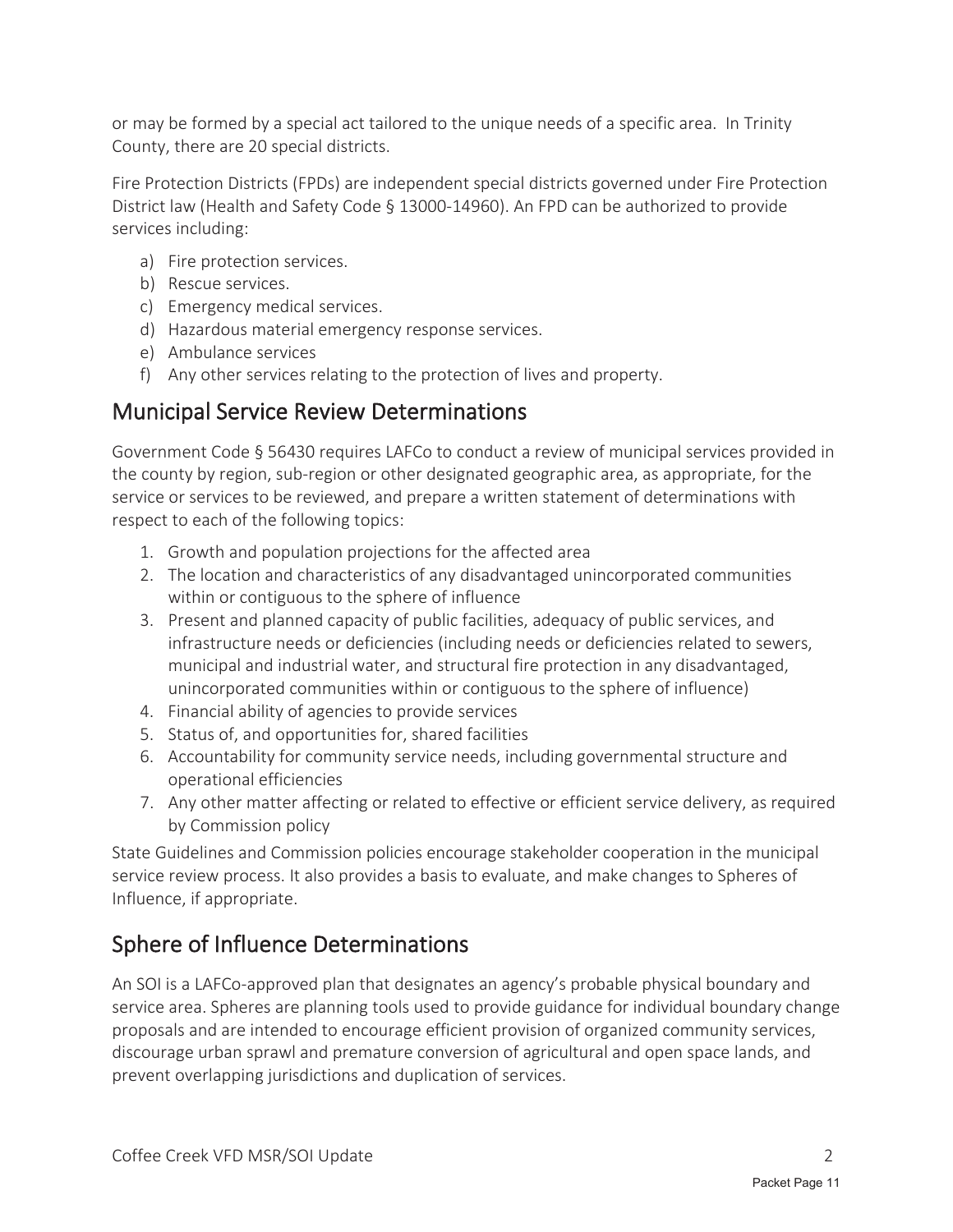or may be formed by a special act tailored to the unique needs of a specific area. In Trinity County, there are 20 special districts.

Fire Protection Districts (FPDs) are independent special districts governed under Fire Protection District law (Health and Safety Code § 13000-14960). An FPD can be authorized to provide services including:

a) Fire protection services.
b) Rescue services.
c) Emergency medical services.
d) Hazardous material emergency response services.
e) Ambulance services
f) Any other services relating to the protection of lives and property.

## Municipal Service Review Determinations

Government Code § 56430 requires LAFCo to conduct a review of municipal services provided in the county by region, sub-region or other designated geographic area, as appropriate, for the service or services to be reviewed, and prepare a written statement of determinations with respect to each of the following topics:

1. Growth and population projections for the affected area
2. The location and characteristics of any disadvantaged unincorporated communities within or contiguous to the sphere of influence
3. Present and planned capacity of public facilities, adequacy of public services, and infrastructure needs or deficiencies (including needs or deficiencies related to sewers, municipal and industrial water, and structural fire protection in any disadvantaged, unincorporated communities within or contiguous to the sphere of influence)
4. Financial ability of agencies to provide services
5. Status of, and opportunities for, shared facilities
6. Accountability for community service needs, including governmental structure and operational efficiencies
7. Any other matter affecting or related to effective or efficient service delivery, as required by Commission policy

State Guidelines and Commission policies encourage stakeholder cooperation in the municipal service review process. It also provides a basis to evaluate, and make changes to Spheres of Influence, if appropriate.

## Sphere of Influence Determinations

An SOI is a LAFCo-approved plan that designates an agency's probable physical boundary and service area. Spheres are planning tools used to provide guidance for individual boundary change proposals and are intended to encourage efficient provision of organized community services, discourage urban sprawl and premature conversion of agricultural and open space lands, and prevent overlapping jurisdictions and duplication of services.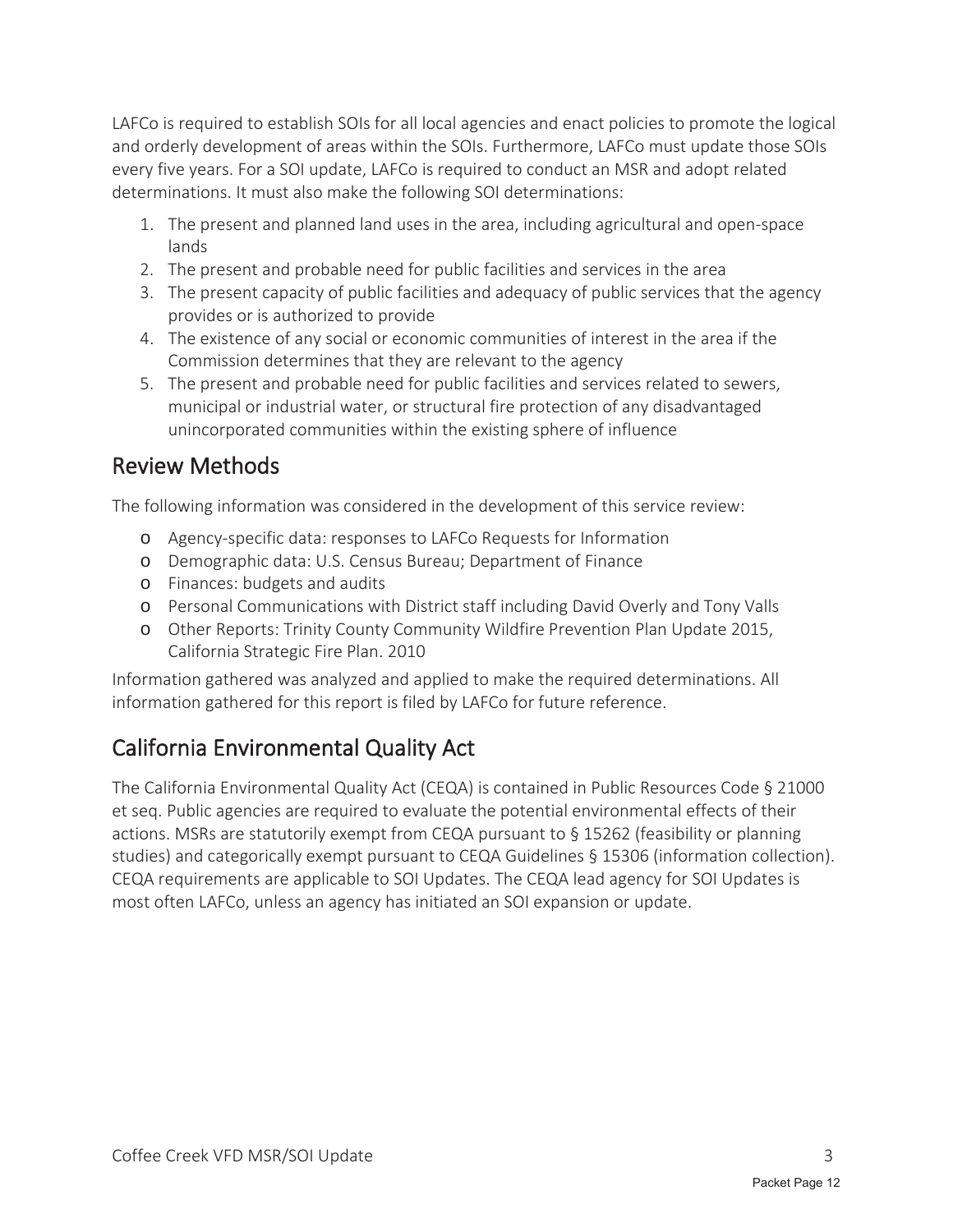LAFCo is required to establish SOIs for all local agencies and enact policies to promote the logical and orderly development of areas within the SOIs. Furthermore, LAFCo must update those SOIs every five years. For a SOI update, LAFCo is required to conduct an MSR and adopt related determinations. It must also make the following SOI determinations:

1. The present and planned land uses in the area, including agricultural and open-space lands
2. The present and probable need for public facilities and services in the area
3. The present capacity of public facilities and adequacy of public services that the agency provides or is authorized to provide
4. The existence of any social or economic communities of interest in the area if the Commission determines that they are relevant to the agency
5. The present and probable need for public facilities and services related to sewers, municipal or industrial water, or structural fire protection of any disadvantaged unincorporated communities within the existing sphere of influence

## Review Methods

The following information was considered in the development of this service review:

- Agency-specific data: responses to LAFCo Requests for Information
- Demographic data: U.S. Census Bureau; Department of Finance
- Finances: budgets and audits
- Personal Communications with District staff including David Overly and Tony Valls
- Other Reports: Trinity County Community Wildfire Prevention Plan Update 2015, California Strategic Fire Plan. 2010

Information gathered was analyzed and applied to make the required determinations. All information gathered for this report is filed by LAFCo for future reference.

## California Environmental Quality Act

The California Environmental Quality Act (CEQA) is contained in Public Resources Code § 21000 et seq. Public agencies are required to evaluate the potential environmental effects of their actions. MSRs are statutorily exempt from CEQA pursuant to § 15262 (feasibility or planning studies) and categorically exempt pursuant to CEQA Guidelines § 15306 (information collection). CEQA requirements are applicable to SOI Updates. The CEQA lead agency for SOI Updates is most often LAFCo, unless an agency has initiated an SOI expansion or update.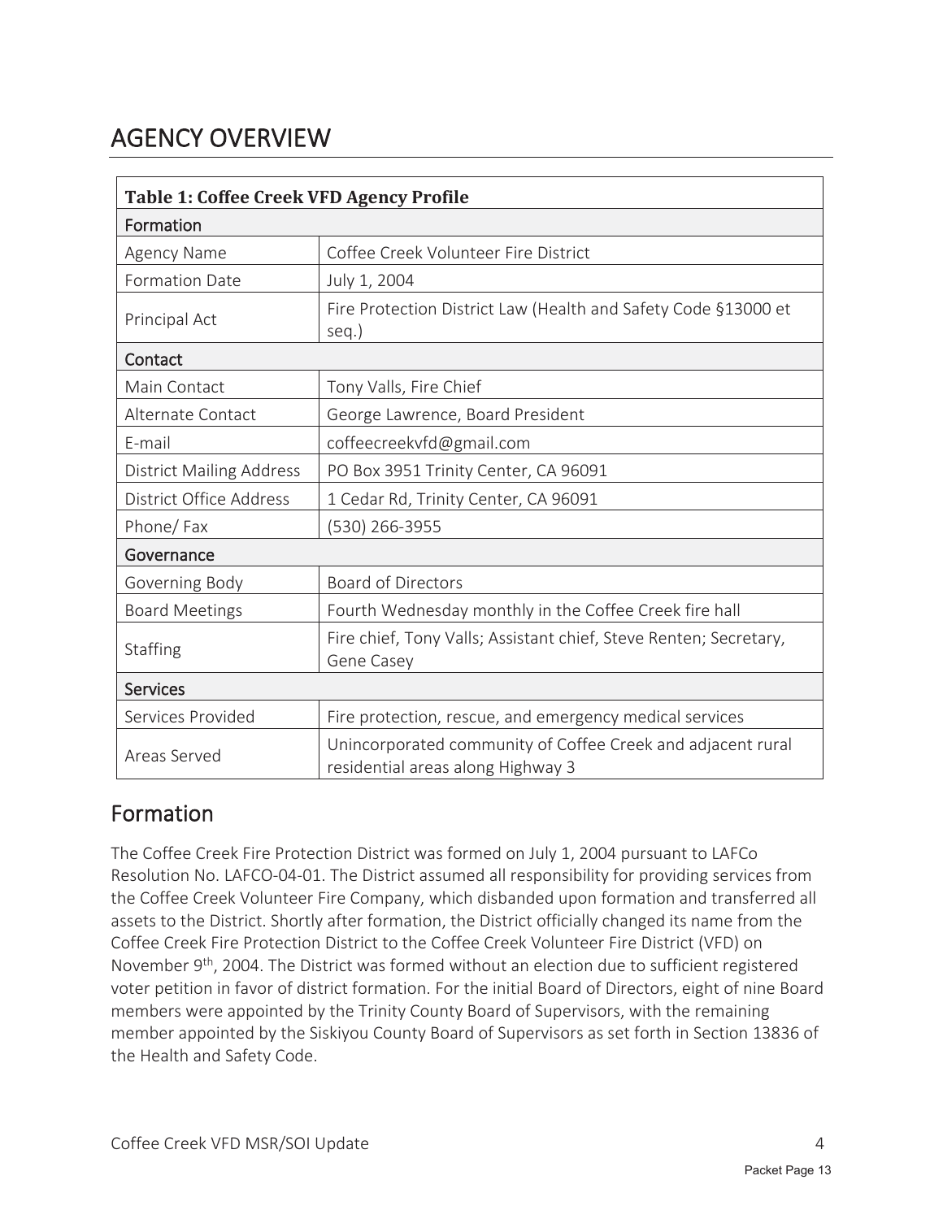# AGENCY OVERVIEW

| Table 1: Coffee Creek VFD Agency Profile | |
|---|---|
| **Formation** | |
| Agency Name | Coffee Creek Volunteer Fire District |
| Formation Date | July 1, 2004 |
| Principal Act | Fire Protection District Law (Health and Safety Code §13000 et seq.) |
| **Contact** | |
| Main Contact | Tony Valls, Fire Chief |
| Alternate Contact | George Lawrence, Board President |
| E-mail | coffeecreekvfd@gmail.com |
| District Mailing Address | PO Box 3951 Trinity Center, CA 96091 |
| District Office Address | 1 Cedar Rd, Trinity Center, CA 96091 |
| Phone/ Fax | (530) 266-3955 |
| **Governance** | |
| Governing Body | Board of Directors |
| Board Meetings | Fourth Wednesday monthly in the Coffee Creek fire hall |
| Staffing | Fire chief, Tony Valls; Assistant chief, Steve Renten; Secretary, Gene Casey |
| **Services** | |
| Services Provided | Fire protection, rescue, and emergency medical services |
| Areas Served | Unincorporated community of Coffee Creek and adjacent rural residential areas along Highway 3 |

## Formation

The Coffee Creek Fire Protection District was formed on July 1, 2004 pursuant to LAFCo Resolution No. LAFCO-04-01. The District assumed all responsibility for providing services from the Coffee Creek Volunteer Fire Company, which disbanded upon formation and transferred all assets to the District. Shortly after formation, the District officially changed its name from the Coffee Creek Fire Protection District to the Coffee Creek Volunteer Fire District (VFD) on November 9th, 2004. The District was formed without an election due to sufficient registered voter petition in favor of district formation. For the initial Board of Directors, eight of nine Board members were appointed by the Trinity County Board of Supervisors, with the remaining member appointed by the Siskiyou County Board of Supervisors as set forth in Section 13836 of the Health and Safety Code.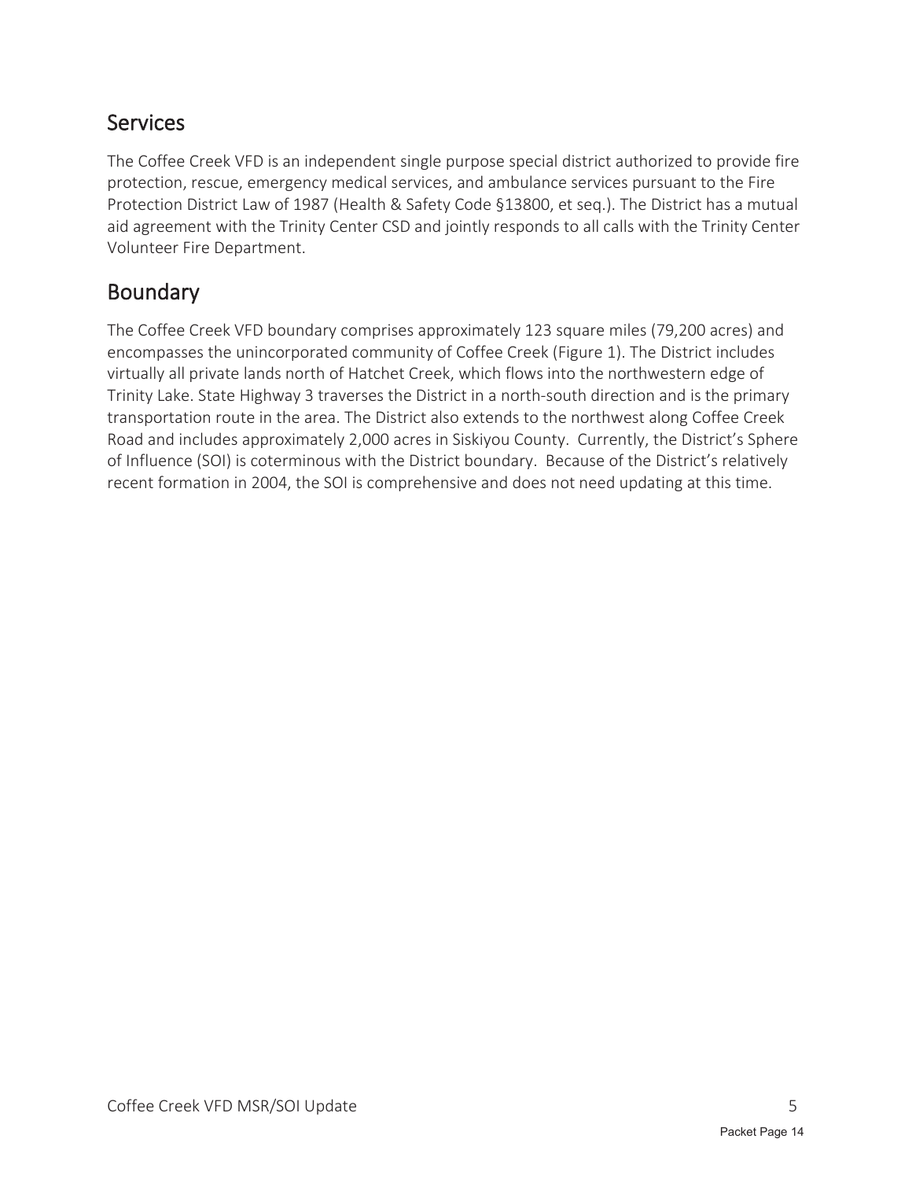## Services

The Coffee Creek VFD is an independent single purpose special district authorized to provide fire protection, rescue, emergency medical services, and ambulance services pursuant to the Fire Protection District Law of 1987 (Health & Safety Code §13800, et seq.). The District has a mutual aid agreement with the Trinity Center CSD and jointly responds to all calls with the Trinity Center Volunteer Fire Department.

## Boundary

The Coffee Creek VFD boundary comprises approximately 123 square miles (79,200 acres) and encompasses the unincorporated community of Coffee Creek (Figure 1). The District includes virtually all private lands north of Hatchet Creek, which flows into the northwestern edge of Trinity Lake. State Highway 3 traverses the District in a north-south direction and is the primary transportation route in the area. The District also extends to the northwest along Coffee Creek Road and includes approximately 2,000 acres in Siskiyou County. Currently, the District's Sphere of Influence (SOI) is coterminous with the District boundary. Because of the District's relatively recent formation in 2004, the SOI is comprehensive and does not need updating at this time.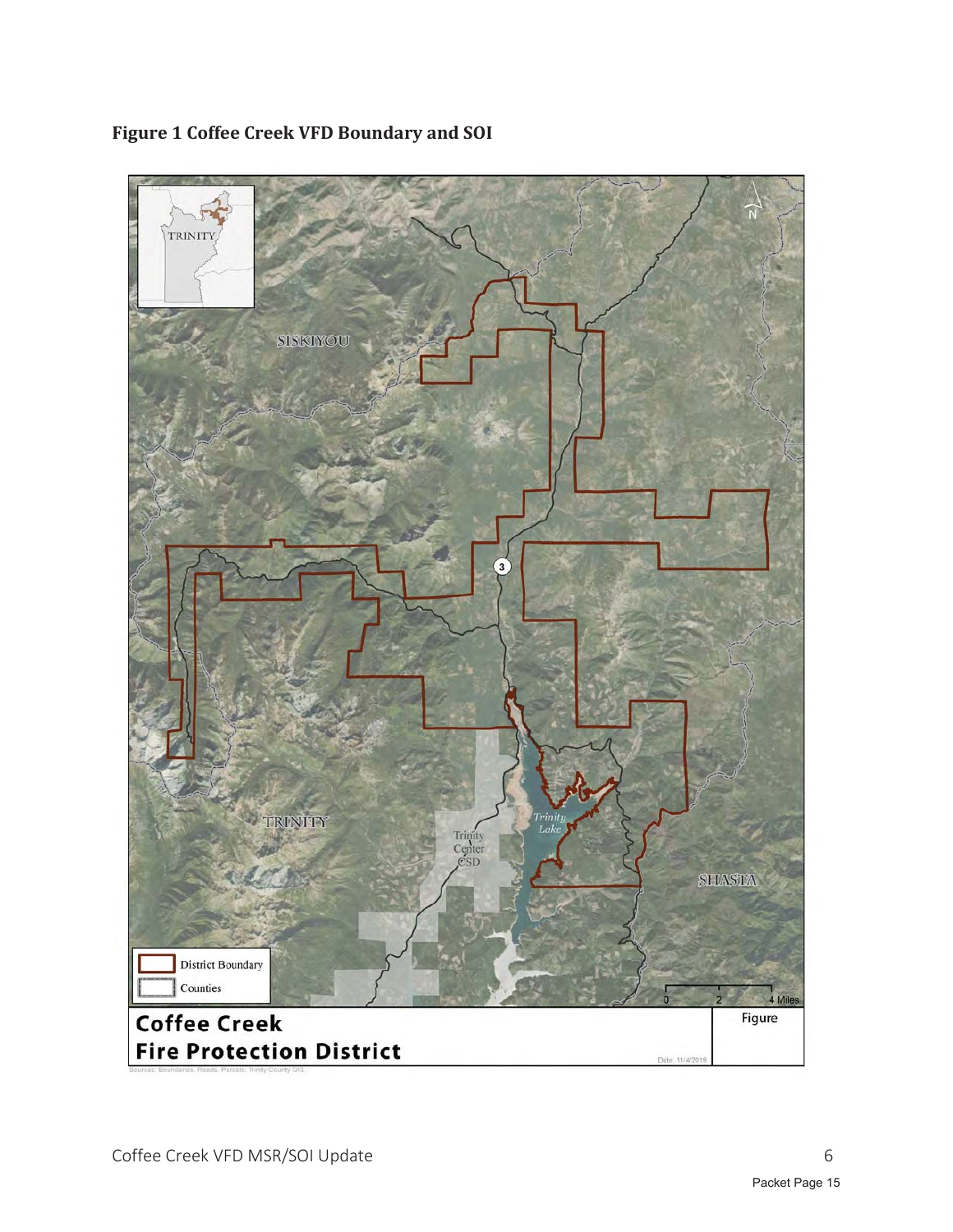**Figure 1 Coffee Creek VFD Boundary and SOI**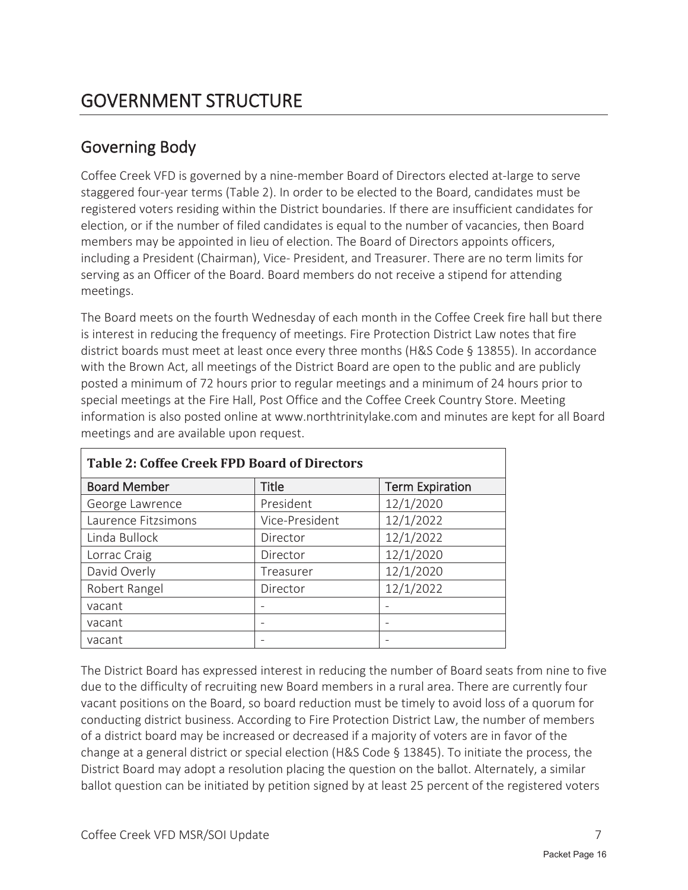# GOVERNMENT STRUCTURE

## Governing Body

Coffee Creek VFD is governed by a nine-member Board of Directors elected at-large to serve staggered four-year terms (Table 2). In order to be elected to the Board, candidates must be registered voters residing within the District boundaries. If there are insufficient candidates for election, or if the number of filed candidates is equal to the number of vacancies, then Board members may be appointed in lieu of election. The Board of Directors appoints officers, including a President (Chairman), Vice- President, and Treasurer. There are no term limits for serving as an Officer of the Board. Board members do not receive a stipend for attending meetings.

The Board meets on the fourth Wednesday of each month in the Coffee Creek fire hall but there is interest in reducing the frequency of meetings. Fire Protection District Law notes that fire district boards must meet at least once every three months (H&S Code § 13855). In accordance with the Brown Act, all meetings of the District Board are open to the public and are publicly posted a minimum of 72 hours prior to regular meetings and a minimum of 24 hours prior to special meetings at the Fire Hall, Post Office and the Coffee Creek Country Store. Meeting information is also posted online at www.northtrinitylake.com and minutes are kept for all Board meetings and are available upon request.

**Table 2: Coffee Creek FPD Board of Directors**

| Board Member | Title | Term Expiration |
|---|---|---|
| George Lawrence | President | 12/1/2020 |
| Laurence Fitzsimons | Vice-President | 12/1/2022 |
| Linda Bullock | Director | 12/1/2022 |
| Lorrac Craig | Director | 12/1/2020 |
| David Overly | Treasurer | 12/1/2020 |
| Robert Rangel | Director | 12/1/2022 |
| vacant | - | - |
| vacant | - | - |
| vacant | - | - |

The District Board has expressed interest in reducing the number of Board seats from nine to five due to the difficulty of recruiting new Board members in a rural area. There are currently four vacant positions on the Board, so board reduction must be timely to avoid loss of a quorum for conducting district business. According to Fire Protection District Law, the number of members of a district board may be increased or decreased if a majority of voters are in favor of the change at a general district or special election (H&S Code § 13845). To initiate the process, the District Board may adopt a resolution placing the question on the ballot. Alternately, a similar ballot question can be initiated by petition signed by at least 25 percent of the registered voters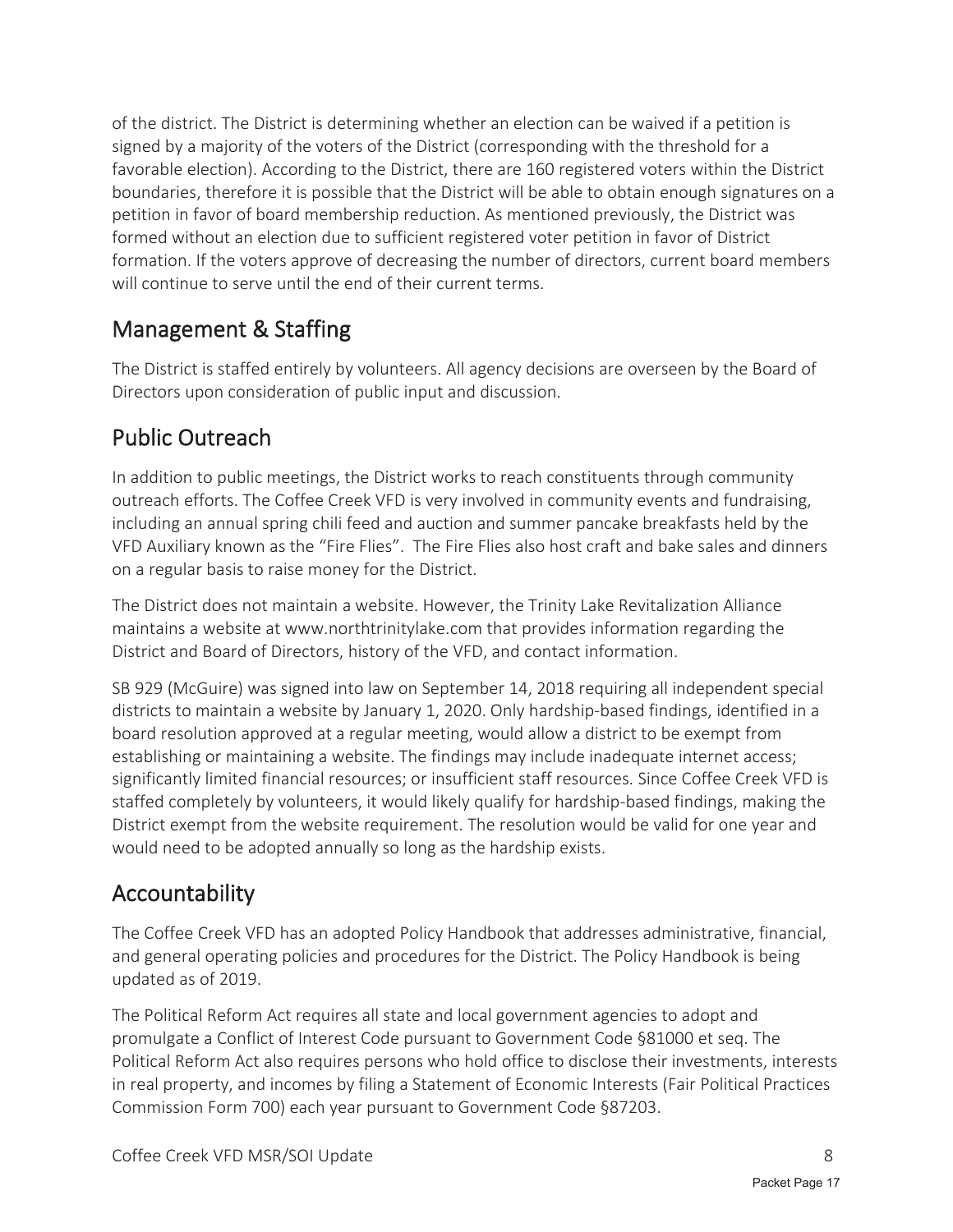of the district. The District is determining whether an election can be waived if a petition is signed by a majority of the voters of the District (corresponding with the threshold for a favorable election). According to the District, there are 160 registered voters within the District boundaries, therefore it is possible that the District will be able to obtain enough signatures on a petition in favor of board membership reduction. As mentioned previously, the District was formed without an election due to sufficient registered voter petition in favor of District formation. If the voters approve of decreasing the number of directors, current board members will continue to serve until the end of their current terms.

## Management & Staffing

The District is staffed entirely by volunteers. All agency decisions are overseen by the Board of Directors upon consideration of public input and discussion.

## Public Outreach

In addition to public meetings, the District works to reach constituents through community outreach efforts. The Coffee Creek VFD is very involved in community events and fundraising, including an annual spring chili feed and auction and summer pancake breakfasts held by the VFD Auxiliary known as the "Fire Flies". The Fire Flies also host craft and bake sales and dinners on a regular basis to raise money for the District.

The District does not maintain a website. However, the Trinity Lake Revitalization Alliance maintains a website at www.northtrinitylake.com that provides information regarding the District and Board of Directors, history of the VFD, and contact information.

SB 929 (McGuire) was signed into law on September 14, 2018 requiring all independent special districts to maintain a website by January 1, 2020. Only hardship-based findings, identified in a board resolution approved at a regular meeting, would allow a district to be exempt from establishing or maintaining a website. The findings may include inadequate internet access; significantly limited financial resources; or insufficient staff resources. Since Coffee Creek VFD is staffed completely by volunteers, it would likely qualify for hardship-based findings, making the District exempt from the website requirement. The resolution would be valid for one year and would need to be adopted annually so long as the hardship exists.

## Accountability

The Coffee Creek VFD has an adopted Policy Handbook that addresses administrative, financial, and general operating policies and procedures for the District. The Policy Handbook is being updated as of 2019.

The Political Reform Act requires all state and local government agencies to adopt and promulgate a Conflict of Interest Code pursuant to Government Code §81000 et seq. The Political Reform Act also requires persons who hold office to disclose their investments, interests in real property, and incomes by filing a Statement of Economic Interests (Fair Political Practices Commission Form 700) each year pursuant to Government Code §87203.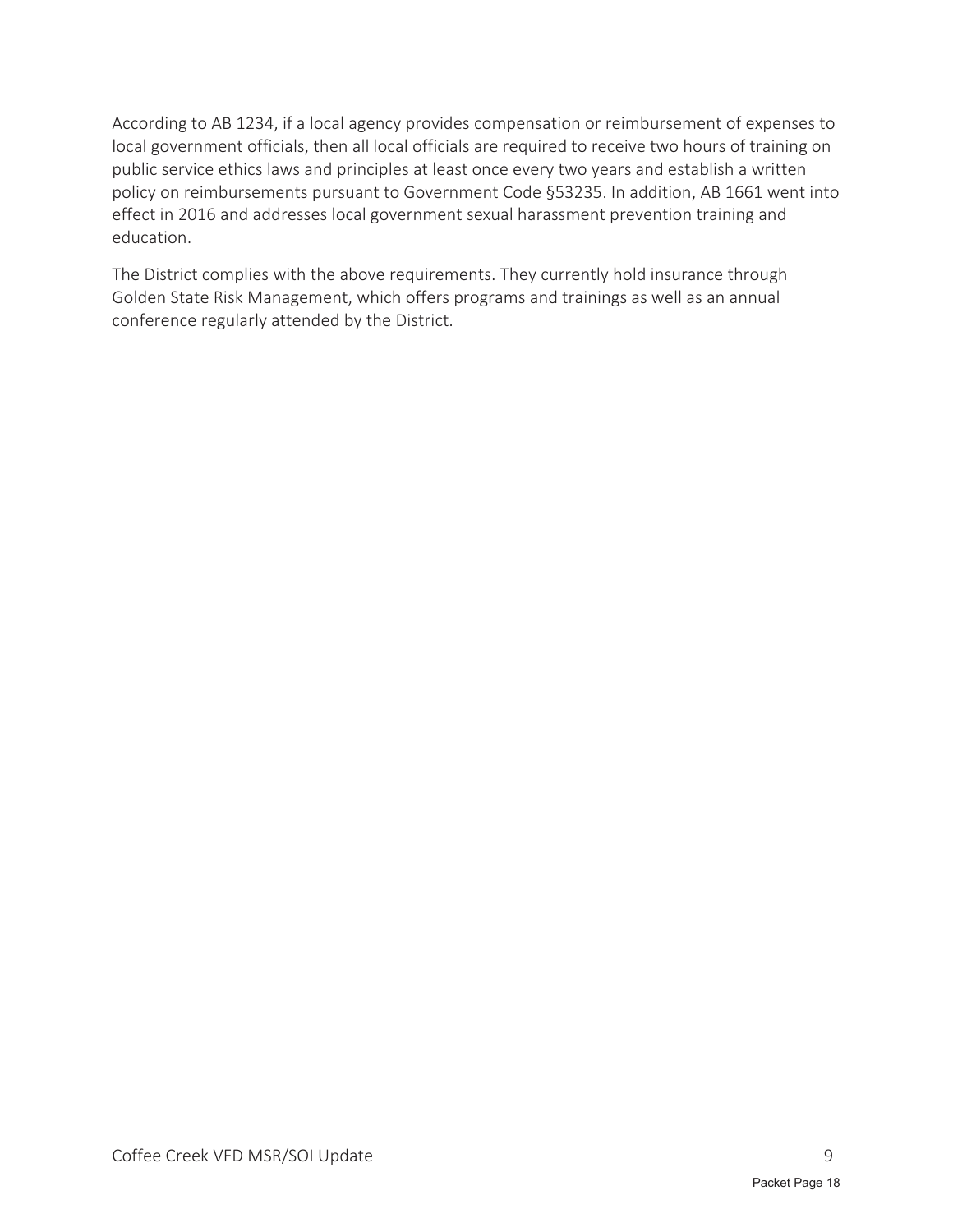According to AB 1234, if a local agency provides compensation or reimbursement of expenses to local government officials, then all local officials are required to receive two hours of training on public service ethics laws and principles at least once every two years and establish a written policy on reimbursements pursuant to Government Code §53235. In addition, AB 1661 went into effect in 2016 and addresses local government sexual harassment prevention training and education.

The District complies with the above requirements. They currently hold insurance through Golden State Risk Management, which offers programs and trainings as well as an annual conference regularly attended by the District.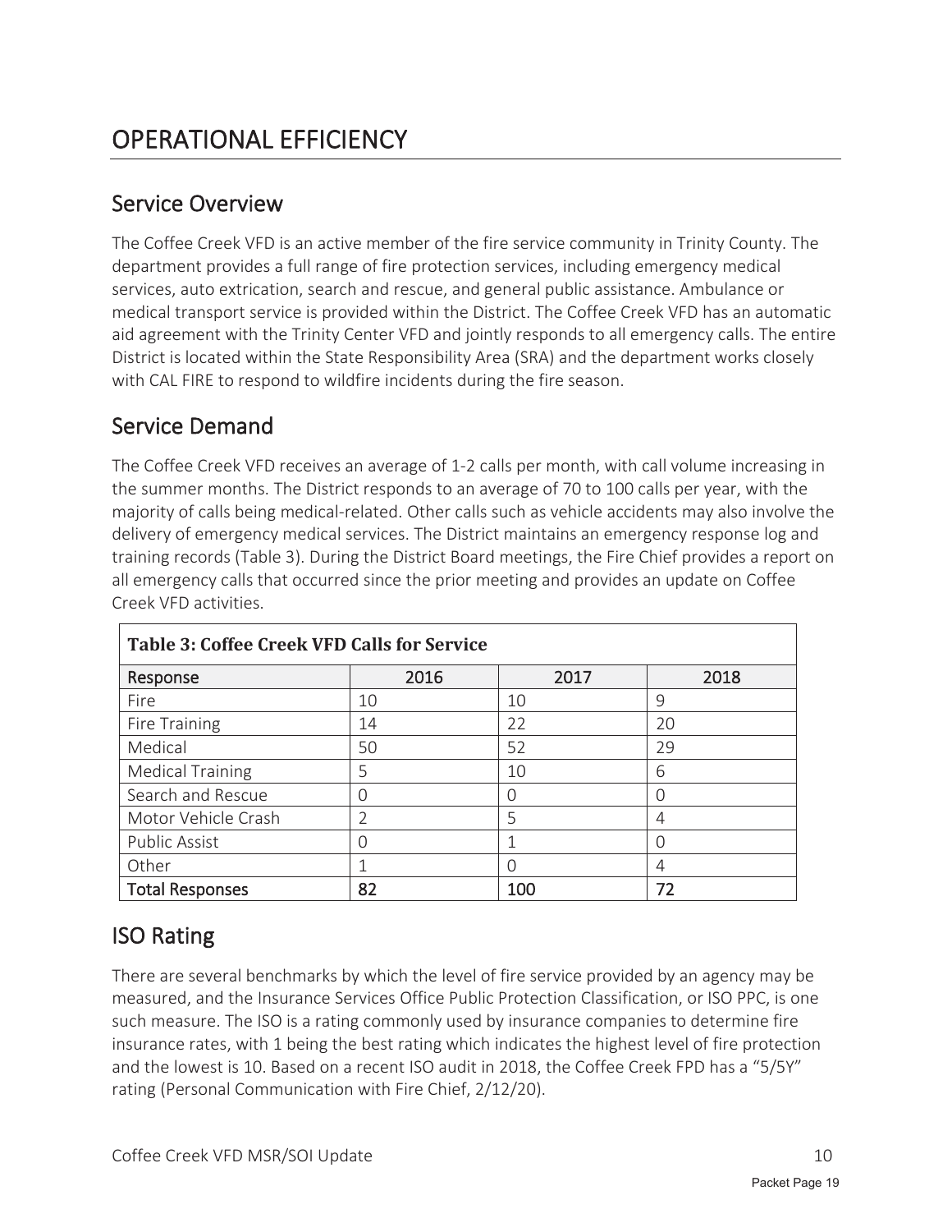# OPERATIONAL EFFICIENCY

## Service Overview

The Coffee Creek VFD is an active member of the fire service community in Trinity County. The department provides a full range of fire protection services, including emergency medical services, auto extrication, search and rescue, and general public assistance. Ambulance or medical transport service is provided within the District. The Coffee Creek VFD has an automatic aid agreement with the Trinity Center VFD and jointly responds to all emergency calls. The entire District is located within the State Responsibility Area (SRA) and the department works closely with CAL FIRE to respond to wildfire incidents during the fire season.

## Service Demand

The Coffee Creek VFD receives an average of 1-2 calls per month, with call volume increasing in the summer months. The District responds to an average of 70 to 100 calls per year, with the majority of calls being medical-related. Other calls such as vehicle accidents may also involve the delivery of emergency medical services. The District maintains an emergency response log and training records (Table 3). During the District Board meetings, the Fire Chief provides a report on all emergency calls that occurred since the prior meeting and provides an update on Coffee Creek VFD activities.

**Table 3: Coffee Creek VFD Calls for Service**

| Response | 2016 | 2017 | 2018 |
|---|---|---|---|
| Fire | 10 | 10 | 9 |
| Fire Training | 14 | 22 | 20 |
| Medical | 50 | 52 | 29 |
| Medical Training | 5 | 10 | 6 |
| Search and Rescue | 0 | 0 | 0 |
| Motor Vehicle Crash | 2 | 5 | 4 |
| Public Assist | 0 | 1 | 0 |
| Other | 1 | 0 | 4 |
| **Total Responses** | **82** | **100** | **72** |

## ISO Rating

There are several benchmarks by which the level of fire service provided by an agency may be measured, and the Insurance Services Office Public Protection Classification, or ISO PPC, is one such measure. The ISO is a rating commonly used by insurance companies to determine fire insurance rates, with 1 being the best rating which indicates the highest level of fire protection and the lowest is 10. Based on a recent ISO audit in 2018, the Coffee Creek FPD has a "5/5Y" rating (Personal Communication with Fire Chief, 2/12/20).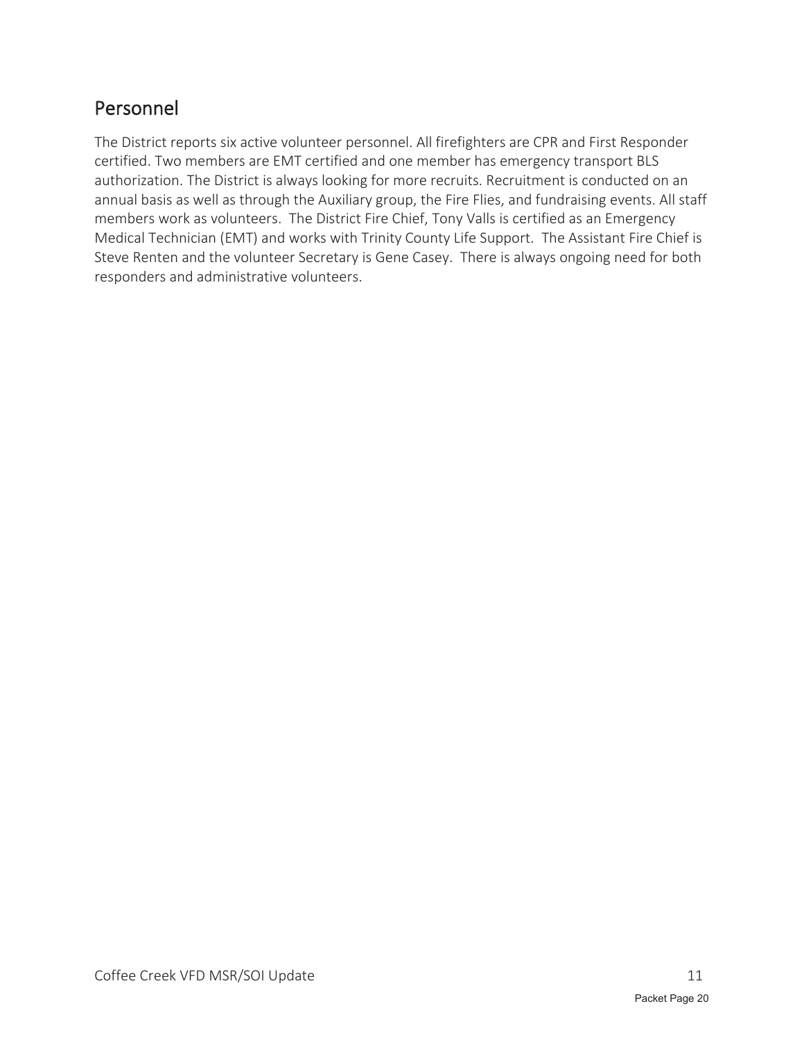## Personnel

The District reports six active volunteer personnel. All firefighters are CPR and First Responder certified. Two members are EMT certified and one member has emergency transport BLS authorization. The District is always looking for more recruits. Recruitment is conducted on an annual basis as well as through the Auxiliary group, the Fire Flies, and fundraising events. All staff members work as volunteers. The District Fire Chief, Tony Valls is certified as an Emergency Medical Technician (EMT) and works with Trinity County Life Support. The Assistant Fire Chief is Steve Renten and the volunteer Secretary is Gene Casey. There is always ongoing need for both responders and administrative volunteers.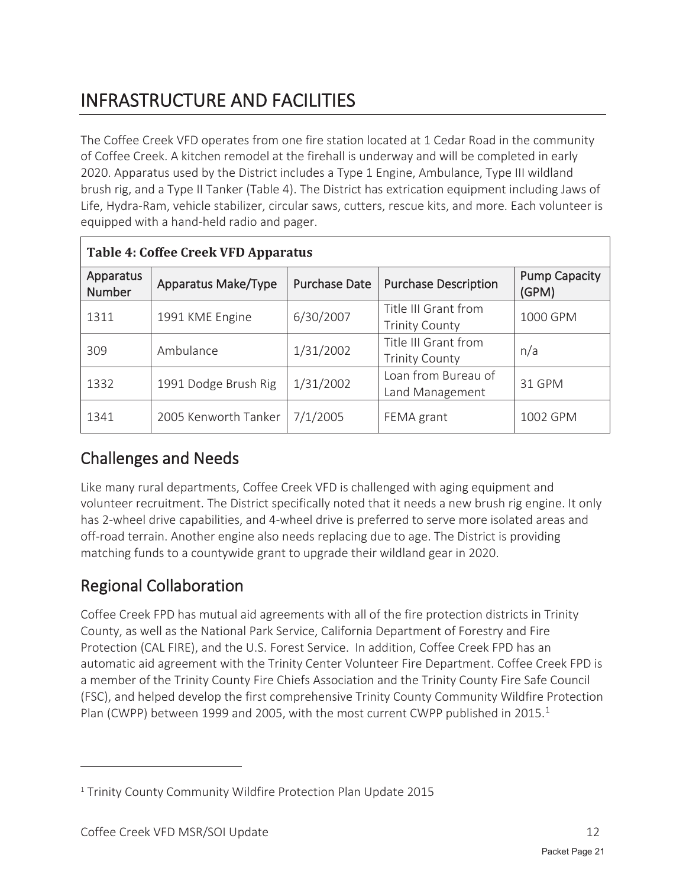# INFRASTRUCTURE AND FACILITIES

The Coffee Creek VFD operates from one fire station located at 1 Cedar Road in the community of Coffee Creek. A kitchen remodel at the firehall is underway and will be completed in early 2020. Apparatus used by the District includes a Type 1 Engine, Ambulance, Type III wildland brush rig, and a Type II Tanker (Table 4). The District has extrication equipment including Jaws of Life, Hydra-Ram, vehicle stabilizer, circular saws, cutters, rescue kits, and more. Each volunteer is equipped with a hand-held radio and pager.

**Table 4: Coffee Creek VFD Apparatus**

| Apparatus Number | Apparatus Make/Type | Purchase Date | Purchase Description | Pump Capacity (GPM) |
|---|---|---|---|---|
| 1311 | 1991 KME Engine | 6/30/2007 | Title III Grant from Trinity County | 1000 GPM |
| 309 | Ambulance | 1/31/2002 | Title III Grant from Trinity County | n/a |
| 1332 | 1991 Dodge Brush Rig | 1/31/2002 | Loan from Bureau of Land Management | 31 GPM |
| 1341 | 2005 Kenworth Tanker | 7/1/2005 | FEMA grant | 1002 GPM |

## Challenges and Needs

Like many rural departments, Coffee Creek VFD is challenged with aging equipment and volunteer recruitment. The District specifically noted that it needs a new brush rig engine. It only has 2-wheel drive capabilities, and 4-wheel drive is preferred to serve more isolated areas and off-road terrain. Another engine also needs replacing due to age. The District is providing matching funds to a countywide grant to upgrade their wildland gear in 2020.

## Regional Collaboration

Coffee Creek FPD has mutual aid agreements with all of the fire protection districts in Trinity County, as well as the National Park Service, California Department of Forestry and Fire Protection (CAL FIRE), and the U.S. Forest Service. In addition, Coffee Creek FPD has an automatic aid agreement with the Trinity Center Volunteer Fire Department. Coffee Creek FPD is a member of the Trinity County Fire Chiefs Association and the Trinity County Fire Safe Council (FSC), and helped develop the first comprehensive Trinity County Community Wildfire Protection Plan (CWPP) between 1999 and 2005, with the most current CWPP published in 2015.[1]

[1] Trinity County Community Wildfire Protection Plan Update 2015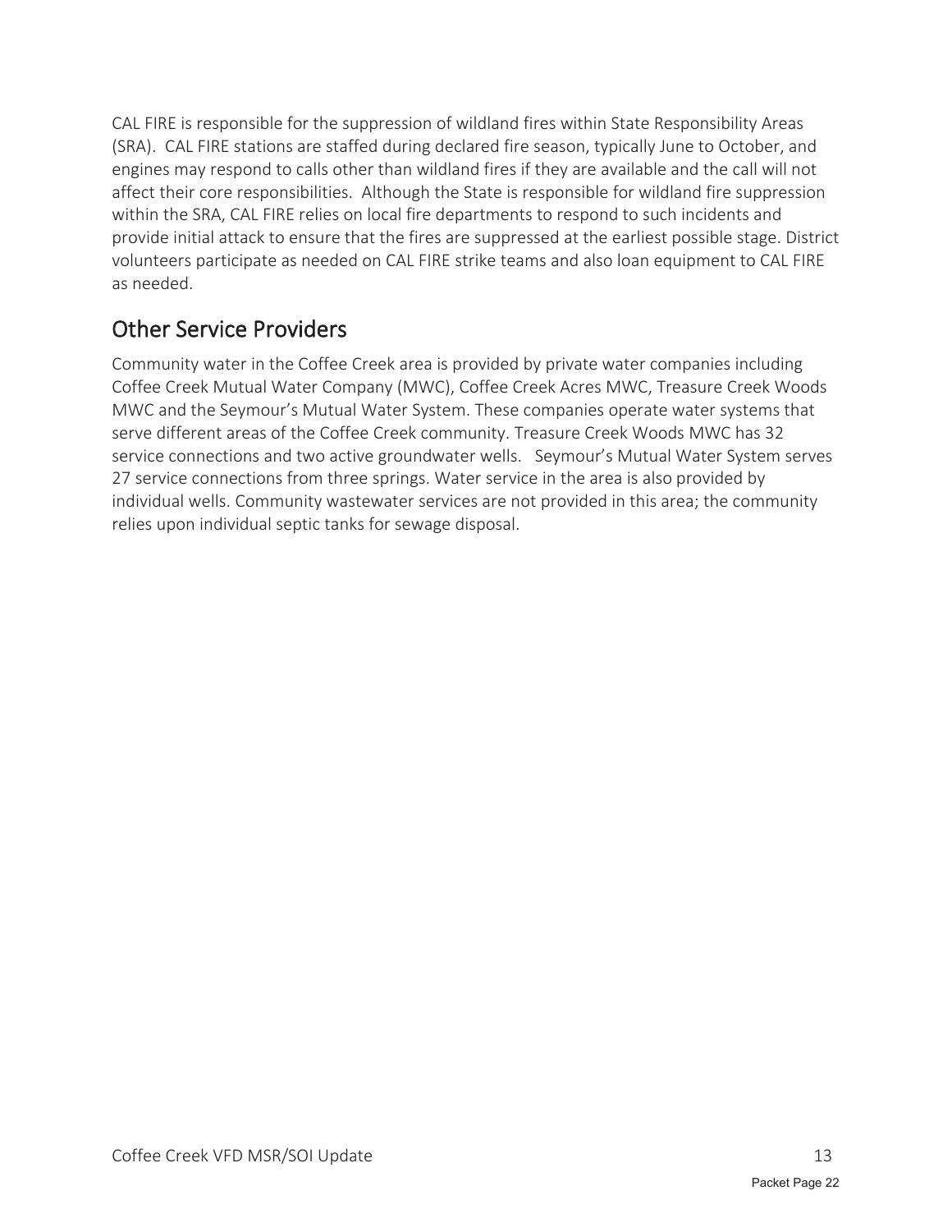CAL FIRE is responsible for the suppression of wildland fires within State Responsibility Areas (SRA). CAL FIRE stations are staffed during declared fire season, typically June to October, and engines may respond to calls other than wildland fires if they are available and the call will not affect their core responsibilities. Although the State is responsible for wildland fire suppression within the SRA, CAL FIRE relies on local fire departments to respond to such incidents and provide initial attack to ensure that the fires are suppressed at the earliest possible stage. District volunteers participate as needed on CAL FIRE strike teams and also loan equipment to CAL FIRE as needed.

## Other Service Providers

Community water in the Coffee Creek area is provided by private water companies including Coffee Creek Mutual Water Company (MWC), Coffee Creek Acres MWC, Treasure Creek Woods MWC and the Seymour's Mutual Water System. These companies operate water systems that serve different areas of the Coffee Creek community. Treasure Creek Woods MWC has 32 service connections and two active groundwater wells. Seymour's Mutual Water System serves 27 service connections from three springs. Water service in the area is also provided by individual wells. Community wastewater services are not provided in this area; the community relies upon individual septic tanks for sewage disposal.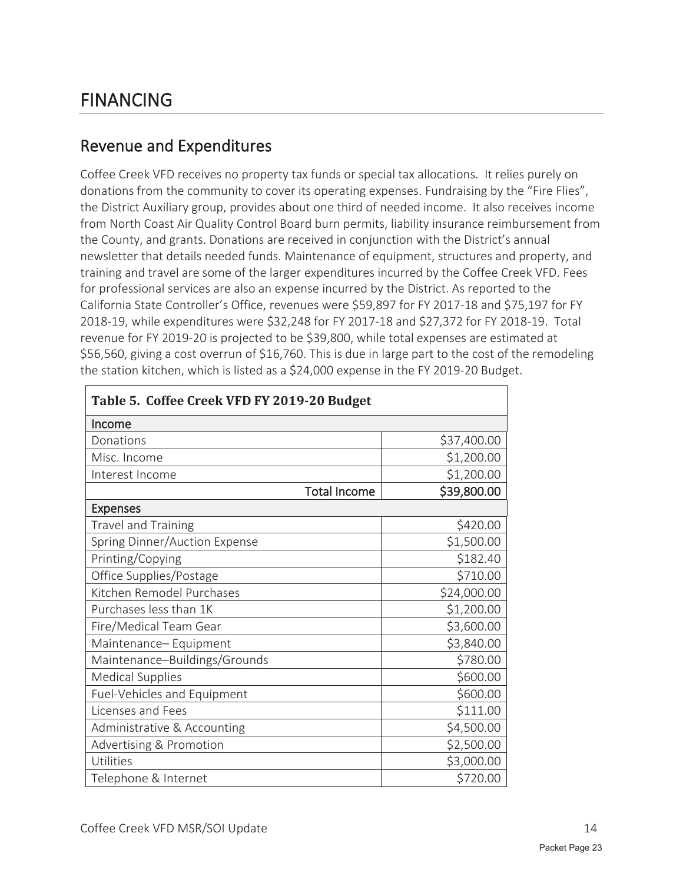# FINANCING

## Revenue and Expenditures

Coffee Creek VFD receives no property tax funds or special tax allocations. It relies purely on donations from the community to cover its operating expenses. Fundraising by the "Fire Flies", the District Auxiliary group, provides about one third of needed income. It also receives income from North Coast Air Quality Control Board burn permits, liability insurance reimbursement from the County, and grants. Donations are received in conjunction with the District's annual newsletter that details needed funds. Maintenance of equipment, structures and property, and training and travel are some of the larger expenditures incurred by the Coffee Creek VFD. Fees for professional services are also an expense incurred by the District. As reported to the California State Controller's Office, revenues were $59,897 for FY 2017-18 and $75,197 for FY 2018-19, while expenditures were $32,248 for FY 2017-18 and $27,372 for FY 2018-19. Total revenue for FY 2019-20 is projected to be $39,800, while total expenses are estimated at $56,560, giving a cost overrun of $16,760. This is due in large part to the cost of the remodeling the station kitchen, which is listed as a $24,000 expense in the FY 2019-20 Budget.

| **Table 5. Coffee Creek VFD FY 2019-20 Budget** | |
|---|---|
| **Income** | |
| Donations | $37,400.00 |
| Misc. Income | $1,200.00 |
| Interest Income | $1,200.00 |
| Total Income | **$39,800.00** |
| **Expenses** | |
| Travel and Training | $420.00 |
| Spring Dinner/Auction Expense | $1,500.00 |
| Printing/Copying | $182.40 |
| Office Supplies/Postage | $710.00 |
| Kitchen Remodel Purchases | $24,000.00 |
| Purchases less than 1K | $1,200.00 |
| Fire/Medical Team Gear | $3,600.00 |
| Maintenance– Equipment | $3,840.00 |
| Maintenance–Buildings/Grounds | $780.00 |
| Medical Supplies | $600.00 |
| Fuel-Vehicles and Equipment | $600.00 |
| Licenses and Fees | $111.00 |
| Administrative & Accounting | $4,500.00 |
| Advertising & Promotion | $2,500.00 |
| Utilities | $3,000.00 |
| Telephone & Internet | $720.00 |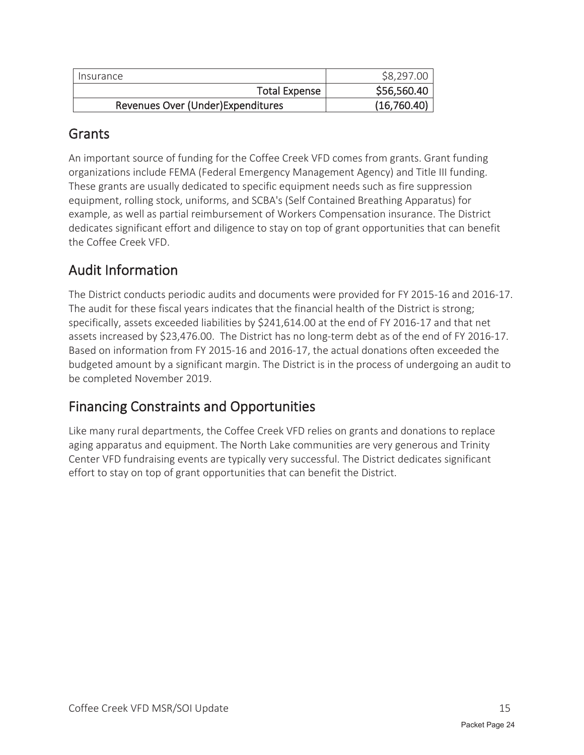| Insurance | $8,297.00 |
|---|---|
| **Total Expense** | **$56,560.40** |
| **Revenues Over (Under)Expenditures** | **(16,760.40)** |

## Grants

An important source of funding for the Coffee Creek VFD comes from grants. Grant funding organizations include FEMA (Federal Emergency Management Agency) and Title III funding. These grants are usually dedicated to specific equipment needs such as fire suppression equipment, rolling stock, uniforms, and SCBA's (Self Contained Breathing Apparatus) for example, as well as partial reimbursement of Workers Compensation insurance. The District dedicates significant effort and diligence to stay on top of grant opportunities that can benefit the Coffee Creek VFD.

## Audit Information

The District conducts periodic audits and documents were provided for FY 2015-16 and 2016-17. The audit for these fiscal years indicates that the financial health of the District is strong; specifically, assets exceeded liabilities by $241,614.00 at the end of FY 2016-17 and that net assets increased by $23,476.00. The District has no long-term debt as of the end of FY 2016-17. Based on information from FY 2015-16 and 2016-17, the actual donations often exceeded the budgeted amount by a significant margin. The District is in the process of undergoing an audit to be completed November 2019.

## Financing Constraints and Opportunities

Like many rural departments, the Coffee Creek VFD relies on grants and donations to replace aging apparatus and equipment. The North Lake communities are very generous and Trinity Center VFD fundraising events are typically very successful. The District dedicates significant effort to stay on top of grant opportunities that can benefit the District.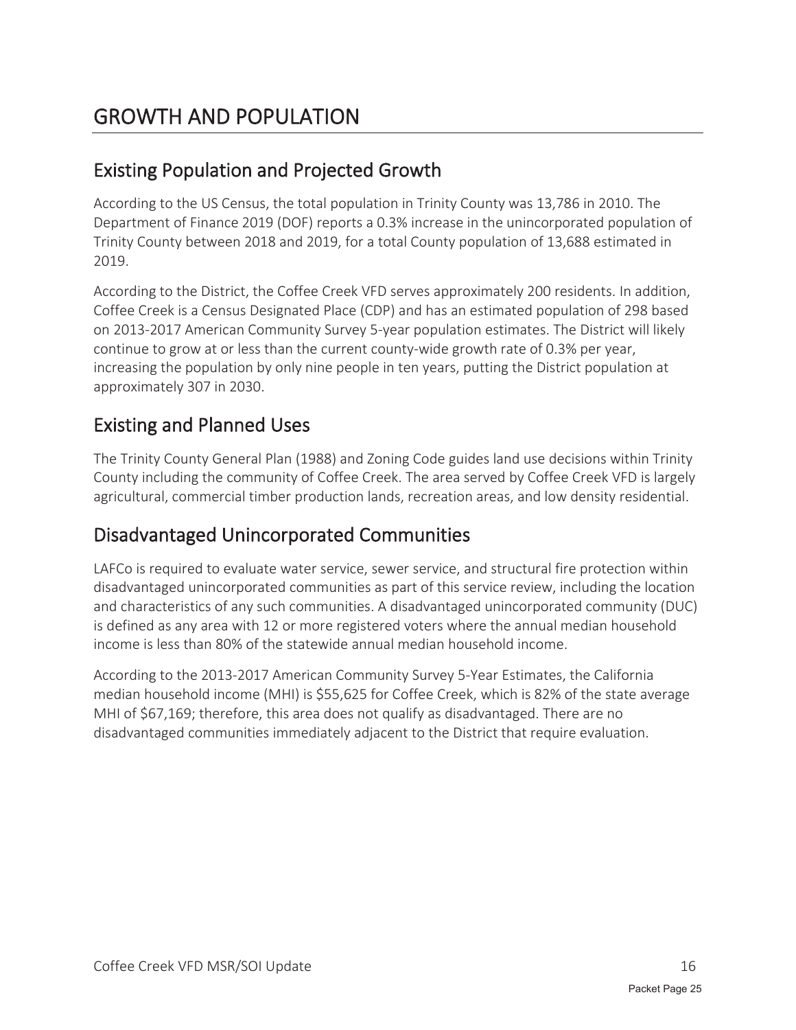# GROWTH AND POPULATION

## Existing Population and Projected Growth

According to the US Census, the total population in Trinity County was 13,786 in 2010. The Department of Finance 2019 (DOF) reports a 0.3% increase in the unincorporated population of Trinity County between 2018 and 2019, for a total County population of 13,688 estimated in 2019.

According to the District, the Coffee Creek VFD serves approximately 200 residents. In addition, Coffee Creek is a Census Designated Place (CDP) and has an estimated population of 298 based on 2013-2017 American Community Survey 5-year population estimates. The District will likely continue to grow at or less than the current county-wide growth rate of 0.3% per year, increasing the population by only nine people in ten years, putting the District population at approximately 307 in 2030.

## Existing and Planned Uses

The Trinity County General Plan (1988) and Zoning Code guides land use decisions within Trinity County including the community of Coffee Creek. The area served by Coffee Creek VFD is largely agricultural, commercial timber production lands, recreation areas, and low density residential.

## Disadvantaged Unincorporated Communities

LAFCo is required to evaluate water service, sewer service, and structural fire protection within disadvantaged unincorporated communities as part of this service review, including the location and characteristics of any such communities. A disadvantaged unincorporated community (DUC) is defined as any area with 12 or more registered voters where the annual median household income is less than 80% of the statewide annual median household income.

According to the 2013-2017 American Community Survey 5-Year Estimates, the California median household income (MHI) is $55,625 for Coffee Creek, which is 82% of the state average MHI of $67,169; therefore, this area does not qualify as disadvantaged. There are no disadvantaged communities immediately adjacent to the District that require evaluation.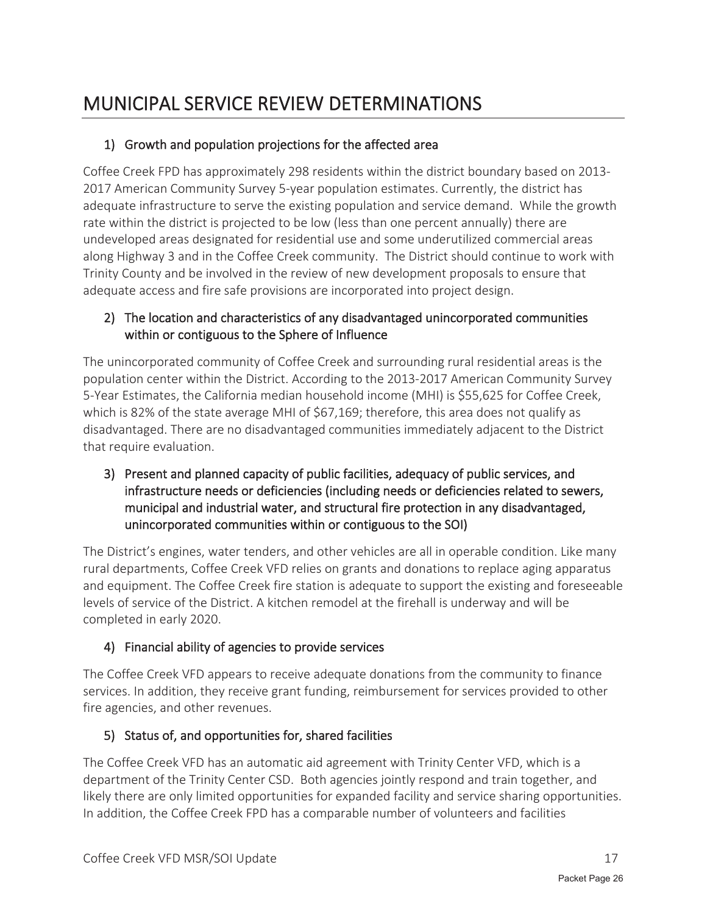# MUNICIPAL SERVICE REVIEW DETERMINATIONS

### 1) Growth and population projections for the affected area

Coffee Creek FPD has approximately 298 residents within the district boundary based on 2013-2017 American Community Survey 5-year population estimates. Currently, the district has adequate infrastructure to serve the existing population and service demand. While the growth rate within the district is projected to be low (less than one percent annually) there are undeveloped areas designated for residential use and some underutilized commercial areas along Highway 3 and in the Coffee Creek community. The District should continue to work with Trinity County and be involved in the review of new development proposals to ensure that adequate access and fire safe provisions are incorporated into project design.

### 2) The location and characteristics of any disadvantaged unincorporated communities within or contiguous to the Sphere of Influence

The unincorporated community of Coffee Creek and surrounding rural residential areas is the population center within the District. According to the 2013-2017 American Community Survey 5-Year Estimates, the California median household income (MHI) is $55,625 for Coffee Creek, which is 82% of the state average MHI of $67,169; therefore, this area does not qualify as disadvantaged. There are no disadvantaged communities immediately adjacent to the District that require evaluation.

### 3) Present and planned capacity of public facilities, adequacy of public services, and infrastructure needs or deficiencies (including needs or deficiencies related to sewers, municipal and industrial water, and structural fire protection in any disadvantaged, unincorporated communities within or contiguous to the SOI)

The District's engines, water tenders, and other vehicles are all in operable condition. Like many rural departments, Coffee Creek VFD relies on grants and donations to replace aging apparatus and equipment. The Coffee Creek fire station is adequate to support the existing and foreseeable levels of service of the District. A kitchen remodel at the firehall is underway and will be completed in early 2020.

### 4) Financial ability of agencies to provide services

The Coffee Creek VFD appears to receive adequate donations from the community to finance services. In addition, they receive grant funding, reimbursement for services provided to other fire agencies, and other revenues.

### 5) Status of, and opportunities for, shared facilities

The Coffee Creek VFD has an automatic aid agreement with Trinity Center VFD, which is a department of the Trinity Center CSD. Both agencies jointly respond and train together, and likely there are only limited opportunities for expanded facility and service sharing opportunities. In addition, the Coffee Creek FPD has a comparable number of volunteers and facilities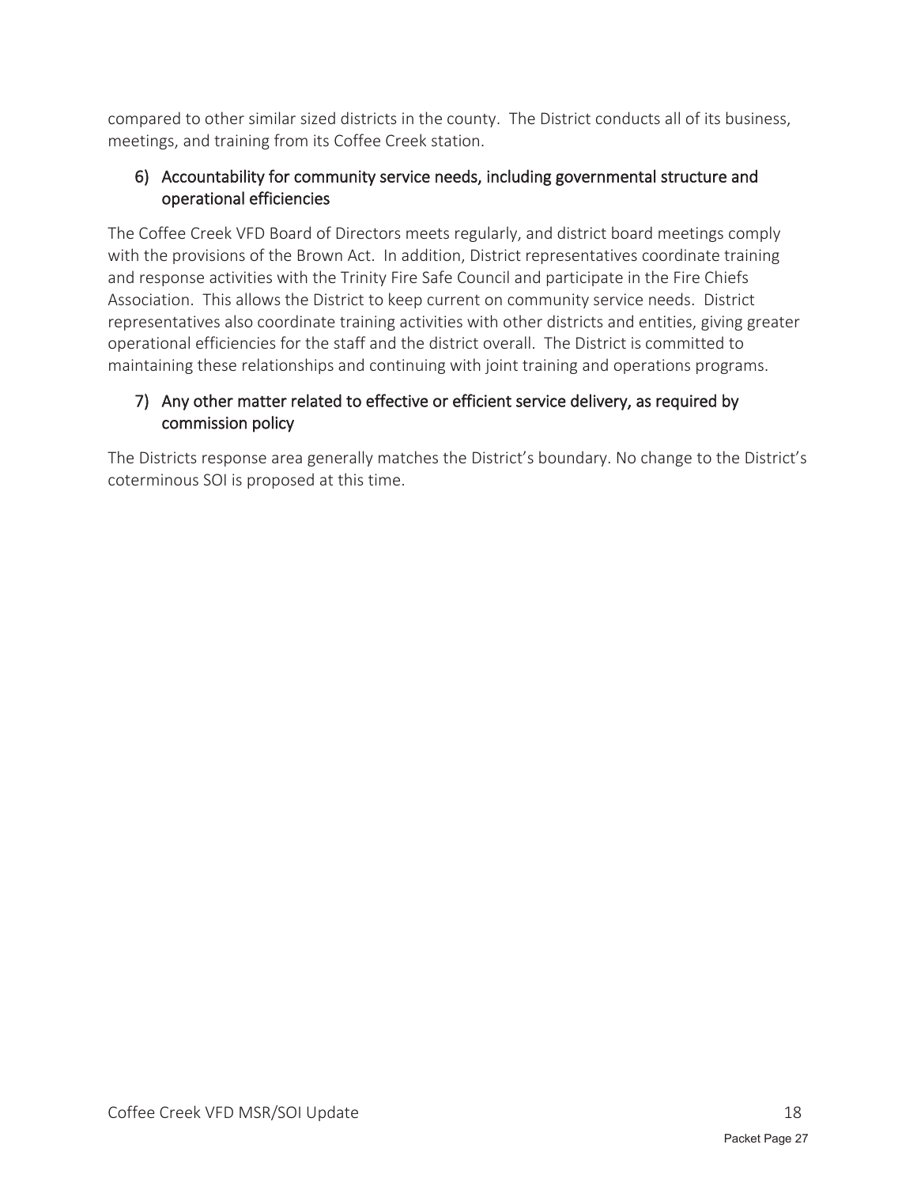compared to other similar sized districts in the county. The District conducts all of its business, meetings, and training from its Coffee Creek station.

### 6) Accountability for community service needs, including governmental structure and operational efficiencies

The Coffee Creek VFD Board of Directors meets regularly, and district board meetings comply with the provisions of the Brown Act. In addition, District representatives coordinate training and response activities with the Trinity Fire Safe Council and participate in the Fire Chiefs Association. This allows the District to keep current on community service needs. District representatives also coordinate training activities with other districts and entities, giving greater operational efficiencies for the staff and the district overall. The District is committed to maintaining these relationships and continuing with joint training and operations programs.

### 7) Any other matter related to effective or efficient service delivery, as required by commission policy

The Districts response area generally matches the District's boundary. No change to the District's coterminous SOI is proposed at this time.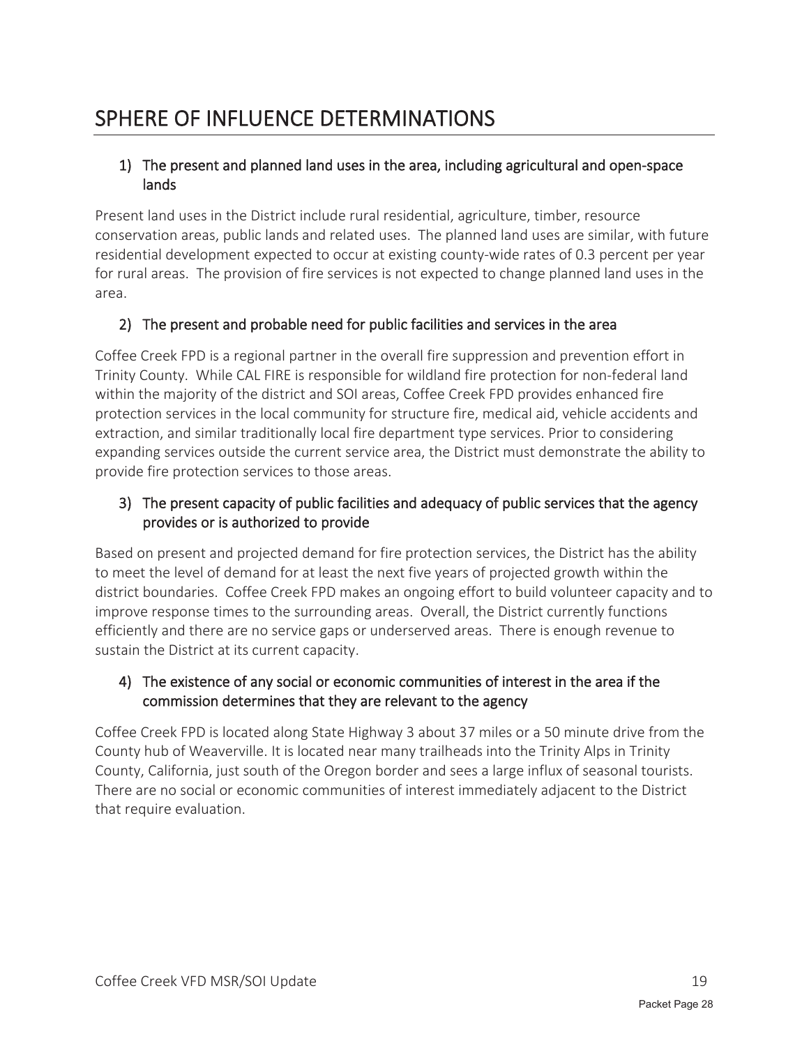# SPHERE OF INFLUENCE DETERMINATIONS

### 1) The present and planned land uses in the area, including agricultural and open-space lands

Present land uses in the District include rural residential, agriculture, timber, resource conservation areas, public lands and related uses. The planned land uses are similar, with future residential development expected to occur at existing county-wide rates of 0.3 percent per year for rural areas. The provision of fire services is not expected to change planned land uses in the area.

### 2) The present and probable need for public facilities and services in the area

Coffee Creek FPD is a regional partner in the overall fire suppression and prevention effort in Trinity County. While CAL FIRE is responsible for wildland fire protection for non-federal land within the majority of the district and SOI areas, Coffee Creek FPD provides enhanced fire protection services in the local community for structure fire, medical aid, vehicle accidents and extraction, and similar traditionally local fire department type services. Prior to considering expanding services outside the current service area, the District must demonstrate the ability to provide fire protection services to those areas.

### 3) The present capacity of public facilities and adequacy of public services that the agency provides or is authorized to provide

Based on present and projected demand for fire protection services, the District has the ability to meet the level of demand for at least the next five years of projected growth within the district boundaries. Coffee Creek FPD makes an ongoing effort to build volunteer capacity and to improve response times to the surrounding areas. Overall, the District currently functions efficiently and there are no service gaps or underserved areas. There is enough revenue to sustain the District at its current capacity.

### 4) The existence of any social or economic communities of interest in the area if the commission determines that they are relevant to the agency

Coffee Creek FPD is located along State Highway 3 about 37 miles or a 50 minute drive from the County hub of Weaverville. It is located near many trailheads into the Trinity Alps in Trinity County, California, just south of the Oregon border and sees a large influx of seasonal tourists. There are no social or economic communities of interest immediately adjacent to the District that require evaluation.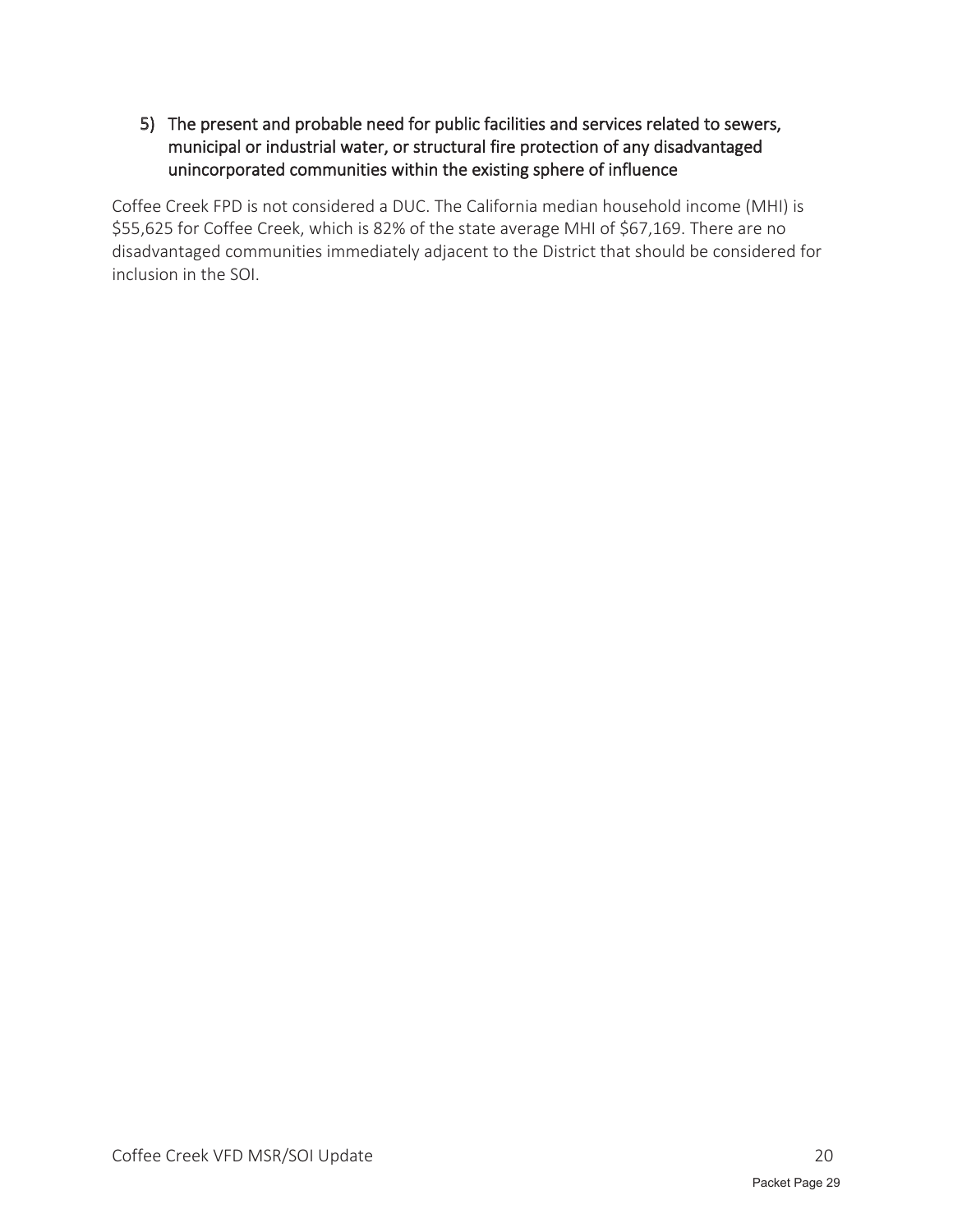### 5) The present and probable need for public facilities and services related to sewers, municipal or industrial water, or structural fire protection of any disadvantaged unincorporated communities within the existing sphere of influence

Coffee Creek FPD is not considered a DUC. The California median household income (MHI) is $55,625 for Coffee Creek, which is 82% of the state average MHI of $67,169. There are no disadvantaged communities immediately adjacent to the District that should be considered for inclusion in the SOI.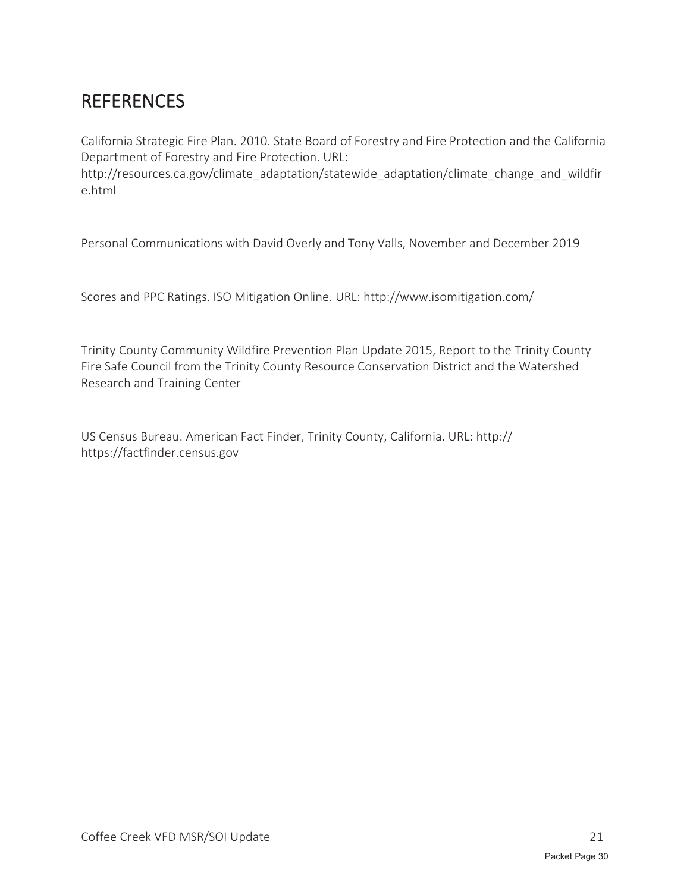# REFERENCES

California Strategic Fire Plan. 2010. State Board of Forestry and Fire Protection and the California Department of Forestry and Fire Protection. URL: http://resources.ca.gov/climate_adaptation/statewide_adaptation/climate_change_and_wildfire.html

Personal Communications with David Overly and Tony Valls, November and December 2019

Scores and PPC Ratings. ISO Mitigation Online. URL: http://www.isomitigation.com/

Trinity County Community Wildfire Prevention Plan Update 2015, Report to the Trinity County Fire Safe Council from the Trinity County Resource Conservation District and the Watershed Research and Training Center

US Census Bureau. American Fact Finder, Trinity County, California. URL: http:// https://factfinder.census.gov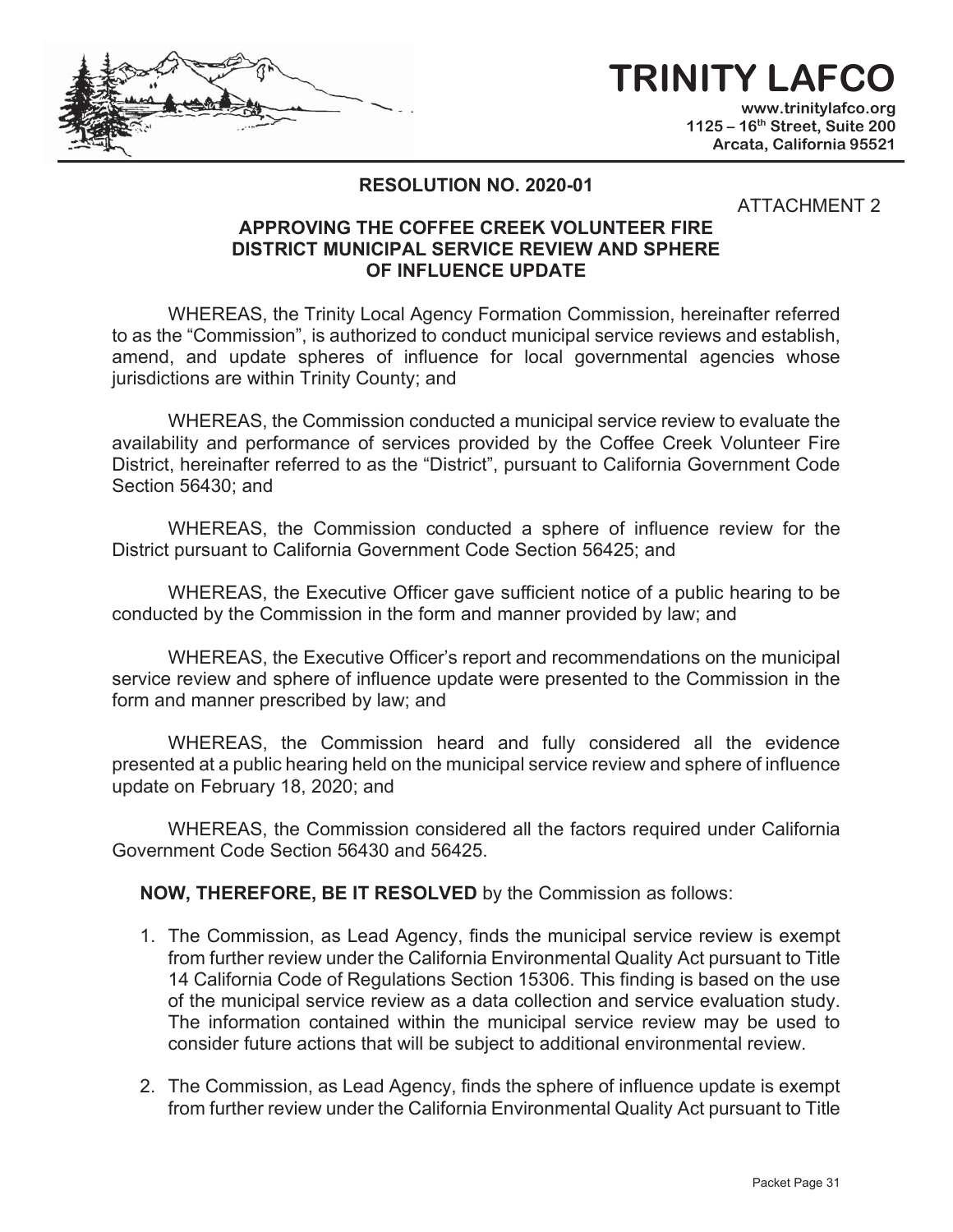# TRINITY LAFCO

www.trinitylafco.org
1125 – 16th Street, Suite 200
Arcata, California 95521

**RESOLUTION NO. 2020-01**

ATTACHMENT 2

**APPROVING THE COFFEE CREEK VOLUNTEER FIRE DISTRICT MUNICIPAL SERVICE REVIEW AND SPHERE OF INFLUENCE UPDATE**

WHEREAS, the Trinity Local Agency Formation Commission, hereinafter referred to as the "Commission", is authorized to conduct municipal service reviews and establish, amend, and update spheres of influence for local governmental agencies whose jurisdictions are within Trinity County; and

WHEREAS, the Commission conducted a municipal service review to evaluate the availability and performance of services provided by the Coffee Creek Volunteer Fire District, hereinafter referred to as the "District", pursuant to California Government Code Section 56430; and

WHEREAS, the Commission conducted a sphere of influence review for the District pursuant to California Government Code Section 56425; and

WHEREAS, the Executive Officer gave sufficient notice of a public hearing to be conducted by the Commission in the form and manner provided by law; and

WHEREAS, the Executive Officer's report and recommendations on the municipal service review and sphere of influence update were presented to the Commission in the form and manner prescribed by law; and

WHEREAS, the Commission heard and fully considered all the evidence presented at a public hearing held on the municipal service review and sphere of influence update on February 18, 2020; and

WHEREAS, the Commission considered all the factors required under California Government Code Section 56430 and 56425.

**NOW, THEREFORE, BE IT RESOLVED** by the Commission as follows:

1. The Commission, as Lead Agency, finds the municipal service review is exempt from further review under the California Environmental Quality Act pursuant to Title 14 California Code of Regulations Section 15306. This finding is based on the use of the municipal service review as a data collection and service evaluation study. The information contained within the municipal service review may be used to consider future actions that will be subject to additional environmental review.

2. The Commission, as Lead Agency, finds the sphere of influence update is exempt from further review under the California Environmental Quality Act pursuant to Title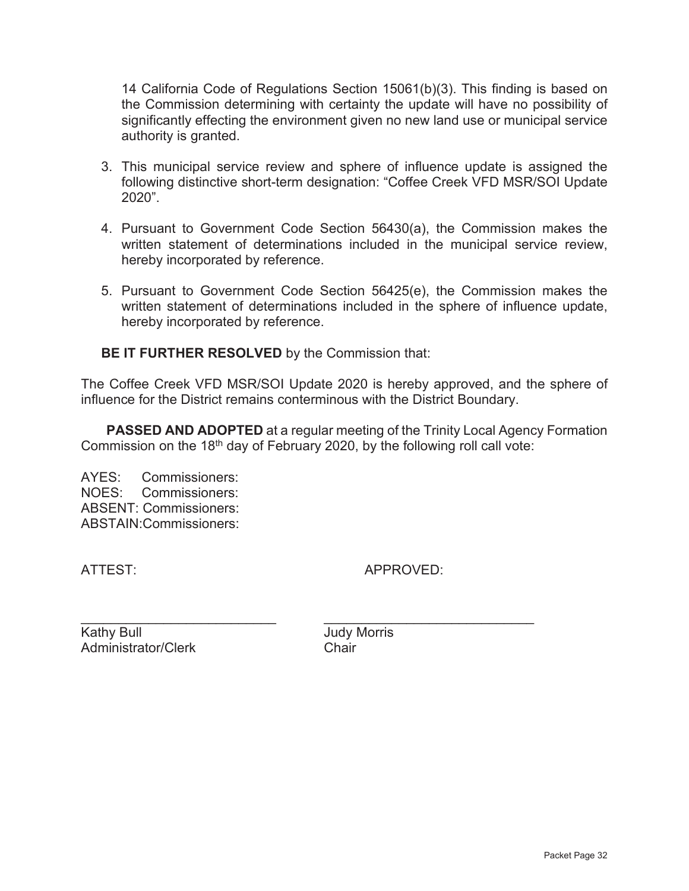14 California Code of Regulations Section 15061(b)(3). This finding is based on the Commission determining with certainty the update will have no possibility of significantly effecting the environment given no new land use or municipal service authority is granted.

3. This municipal service review and sphere of influence update is assigned the following distinctive short-term designation: "Coffee Creek VFD MSR/SOI Update 2020".

4. Pursuant to Government Code Section 56430(a), the Commission makes the written statement of determinations included in the municipal service review, hereby incorporated by reference.

5. Pursuant to Government Code Section 56425(e), the Commission makes the written statement of determinations included in the sphere of influence update, hereby incorporated by reference.

**BE IT FURTHER RESOLVED** by the Commission that:

The Coffee Creek VFD MSR/SOI Update 2020 is hereby approved, and the sphere of influence for the District remains conterminous with the District Boundary.

**PASSED AND ADOPTED** at a regular meeting of the Trinity Local Agency Formation Commission on the 18th day of February 2020, by the following roll call vote:

AYES: Commissioners:
NOES: Commissioners:
ABSENT: Commissioners:
ABSTAIN: Commissioners:

ATTEST: APPROVED:

___________________________ ___________________________

Kathy Bull
Administrator/Clerk

Judy Morris
Chair